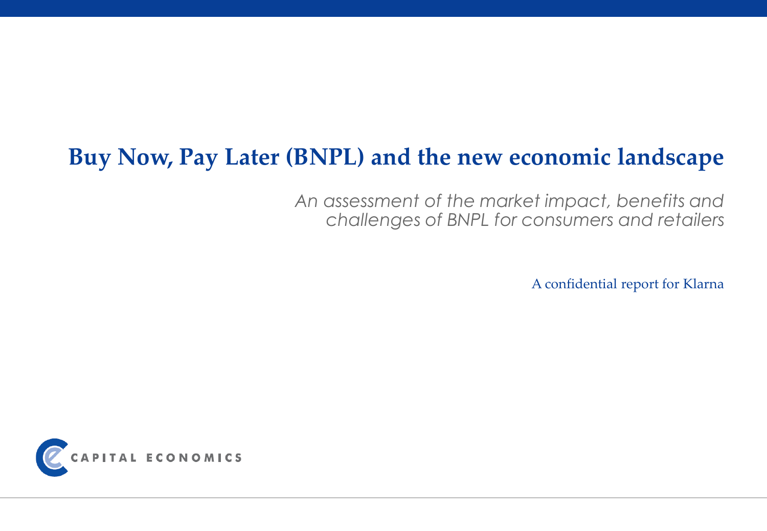# Buy Now, Pay Later (BNPL) and the new economic landscape

*An assessment of the market impact, benefits and challenges of BNPL for consumers and retailers*

A confidential report for Klarna

CAPITAL ECONOMICS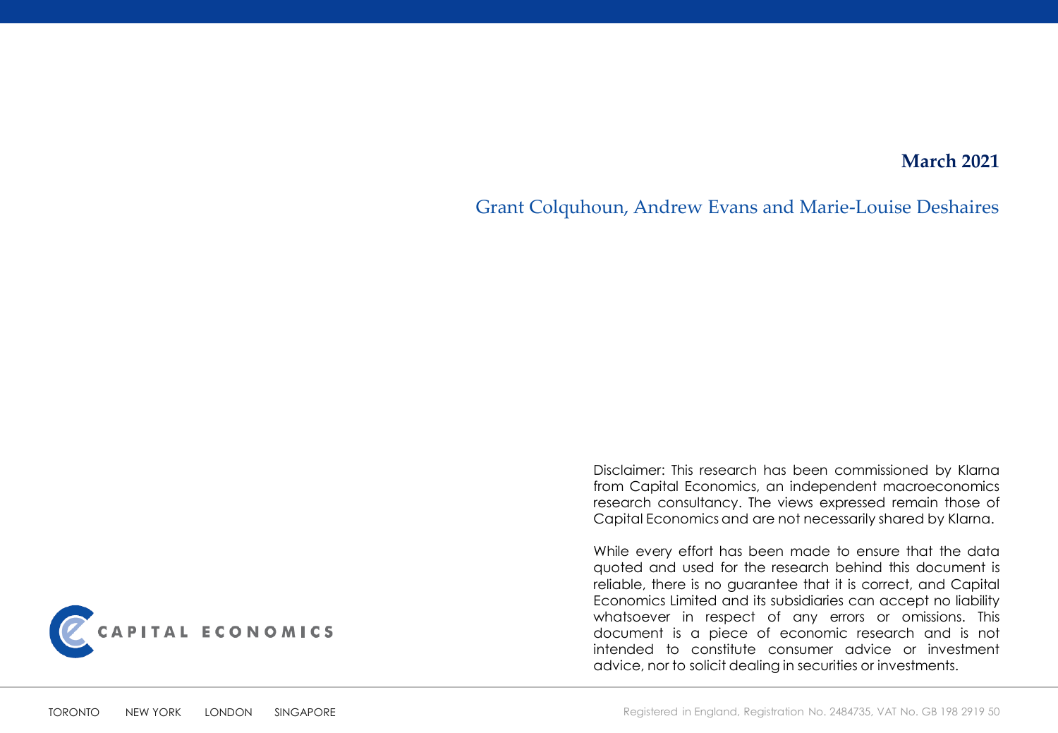**March 2021**

Grant Colquhoun, Andrew Evans and Marie-Louise Deshaires

Disclaimer: This research has been commissioned by Klarna from Capital Economics, an independent macroeconomics research consultancy. The views expressed remain those of Capital Economics and are not necessarily shared by Klarna.

While every effort has been made to ensure that the data quoted and used for the research behind this document is reliable, there is no guarantee that it is correct, and Capital Economics Limited and its subsidiaries can accept no liability whatsoever in respect of any errors or omissions. This document is a piece of economic research and is not intended to constitute consumer advice or investment advice, nor to solicit dealing in securities or investments.

CAPITAL ECONOMICS

TORONTO NEW YORK LONDON SINGAPORE

Registered in England, Registration No. 2484735, VAT No. GB 198 2919 50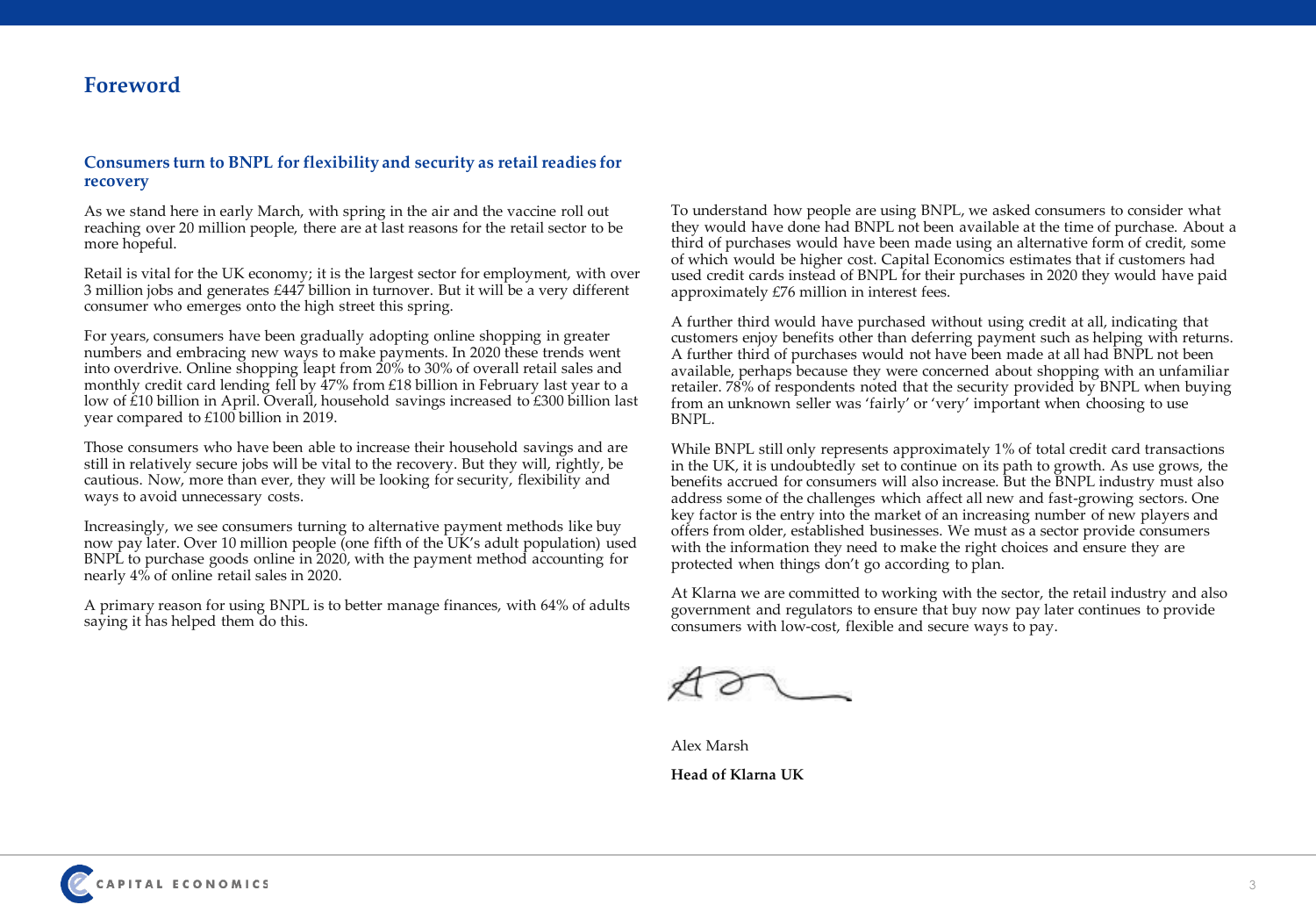# Foreword

### Consumers turn to BNPL for flexibility and security as retail readies for recovery

As we stand here in early March, with spring in the air and the vaccine roll out reaching over 20 million people, there are at last reasons for the retail sector to be more hopeful.

Retail is vital for the UK economy; it is the largest sector for employment, with over 3 million jobs and generates £447 billion in turnover. But it will be a very different consumer who emerges onto the high street this spring.

For years, consumers have been gradually adopting online shopping in greater numbers and embracing new ways to make payments. In 2020 these trends went into overdrive. Online shopping leapt from 20% to 30% of overall retail sales and monthly credit card lending fell by 47% from £18 billion in February last year to a low of £10 billion in April. Overall, household savings increased to £300 billion last year compared to £100 billion in 2019.

Those consumers who have been able to increase their household savings and are still in relatively secure jobs will be vital to the recovery. But they will, rightly, be cautious. Now, more than ever, they will be looking for security, flexibility and ways to avoid unnecessary costs.

Increasingly, we see consumers turning to alternative payment methods like buy now pay later. Over 10 million people (one fifth of the UK's adult population) used BNPL to purchase goods online in 2020, with the payment method accounting for nearly 4% of online retail sales in 2020.

A primary reason for using BNPL is to better manage finances, with 64% of adults saying it has helped them do this.

To understand how people are using BNPL, we asked consumers to consider what they would have done had BNPL not been available at the time of purchase. About a third of purchases would have been made using an alternative form of credit, some of which would be higher cost. Capital Economics estimates that if customers had used credit cards instead of BNPL for their purchases in 2020 they would have paid approximately £76 million in interest fees.

A further third would have purchased without using credit at all, indicating that customers enjoy benefits other than deferring payment such as helping with returns. A further third of purchases would not have been made at all had BNPL not been available, perhaps because they were concerned about shopping with an unfamiliar retailer. 78% of respondents noted that the security provided by BNPL when buying from an unknown seller was 'fairly' or 'very' important when choosing to use BNPL.

While BNPL still only represents approximately 1% of total credit card transactions in the UK, it is undoubtedly set to continue on its path to growth. As use grows, the benefits accrued for consumers will also increase. But the BNPL industry must also address some of the challenges which affect all new and fast-growing sectors. One key factor is the entry into the market of an increasing number of new players and offers from older, established businesses. We must as a sector provide consumers with the information they need to make the right choices and ensure they are protected when things don't go according to plan.

At Klarna we are committed to working with the sector, the retail industry and also government and regulators to ensure that buy now pay later continues to provide consumers with low-cost, flexible and secure ways to pay.

Alex Marsh

**Head of Klarna UK**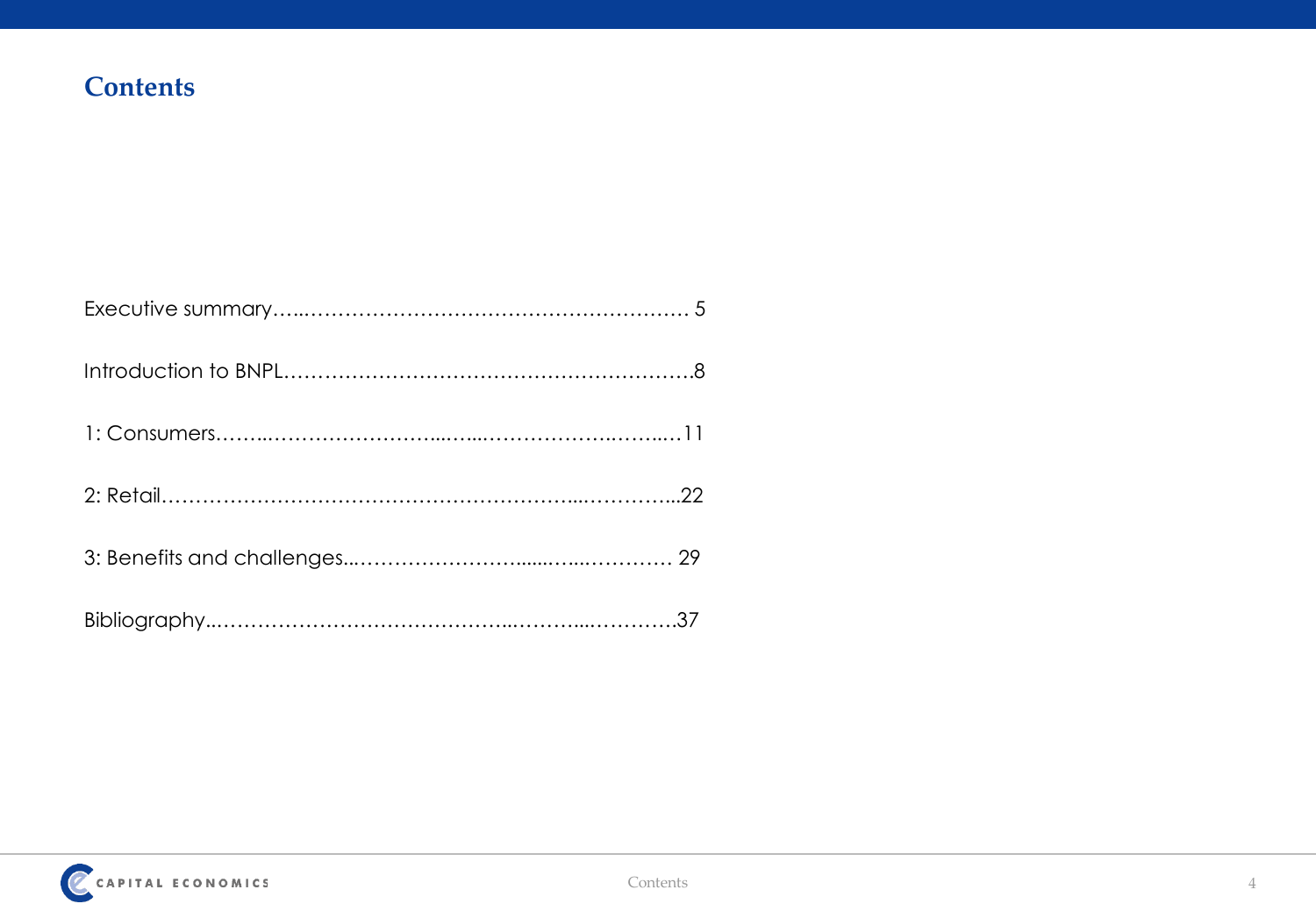# Contents

Executive summary……..…………………….…………………………. 5

Introduction to BNPL………………………………………………….8

1: Consumers……..……………………...…...……………….……...…11

2: Retail……………………………………………………...…………...22

3: Benefits and challenges...……………………......…...………… 29

Bibliography...……………………………………...………...………….37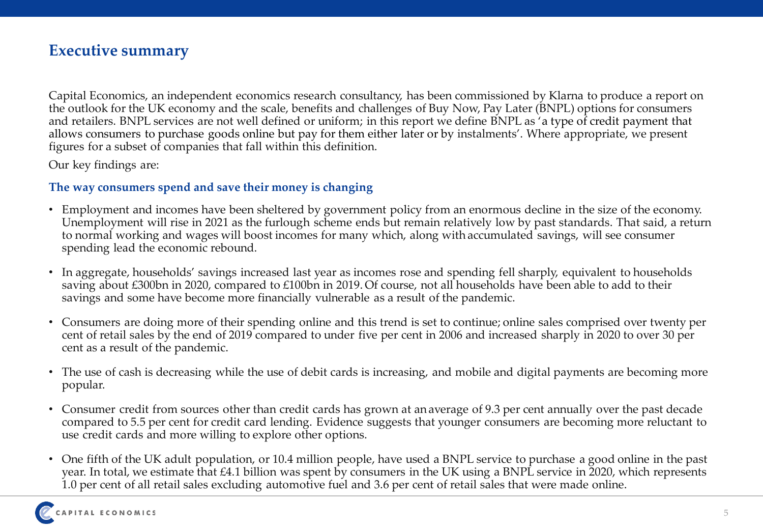# Executive summary

Capital Economics, an independent economics research consultancy, has been commissioned by Klarna to produce a report on the outlook for the UK economy and the scale, benefits and challenges of Buy Now, Pay Later (BNPL) options for consumers and retailers. BNPL services are not well defined or uniform; in this report we define BNPL as 'a type of credit payment that allows consumers to purchase goods online but pay for them either later or by instalments'. Where appropriate, we present figures for a subset of companies that fall within this definition.

Our key findings are:

### The way consumers spend and save their money is changing

- Employment and incomes have been sheltered by government policy from an enormous decline in the size of the economy. Unemployment will rise in 2021 as the furlough scheme ends but remain relatively low by past standards. That said, a return to normal working and wages will boost incomes for many which, along with accumulated savings, will see consumer spending lead the economic rebound.
- In aggregate, households' savings increased last year as incomes rose and spending fell sharply, equivalent to households saving about £300bn in 2020, compared to £100bn in 2019. Of course, not all households have been able to add to their savings and some have become more financially vulnerable as a result of the pandemic.
- Consumers are doing more of their spending online and this trend is set to continue; online sales comprised over twenty per cent of retail sales by the end of 2019 compared to under five per cent in 2006 and increased sharply in 2020 to over 30 per cent as a result of the pandemic.
- The use of cash is decreasing while the use of debit cards is increasing, and mobile and digital payments are becoming more popular.
- Consumer credit from sources other than credit cards has grown at an average of 9.3 per cent annually over the past decade compared to 5.5 per cent for credit card lending. Evidence suggests that younger consumers are becoming more reluctant to use credit cards and more willing to explore other options.
- One fifth of the UK adult population, or 10.4 million people, have used a BNPL service to purchase a good online in the past year. In total, we estimate that £4.1 billion was spent by consumers in the UK using a BNPL service in 2020, which represents 1.0 per cent of all retail sales excluding automotive fuel and 3.6 per cent of retail sales that were made online.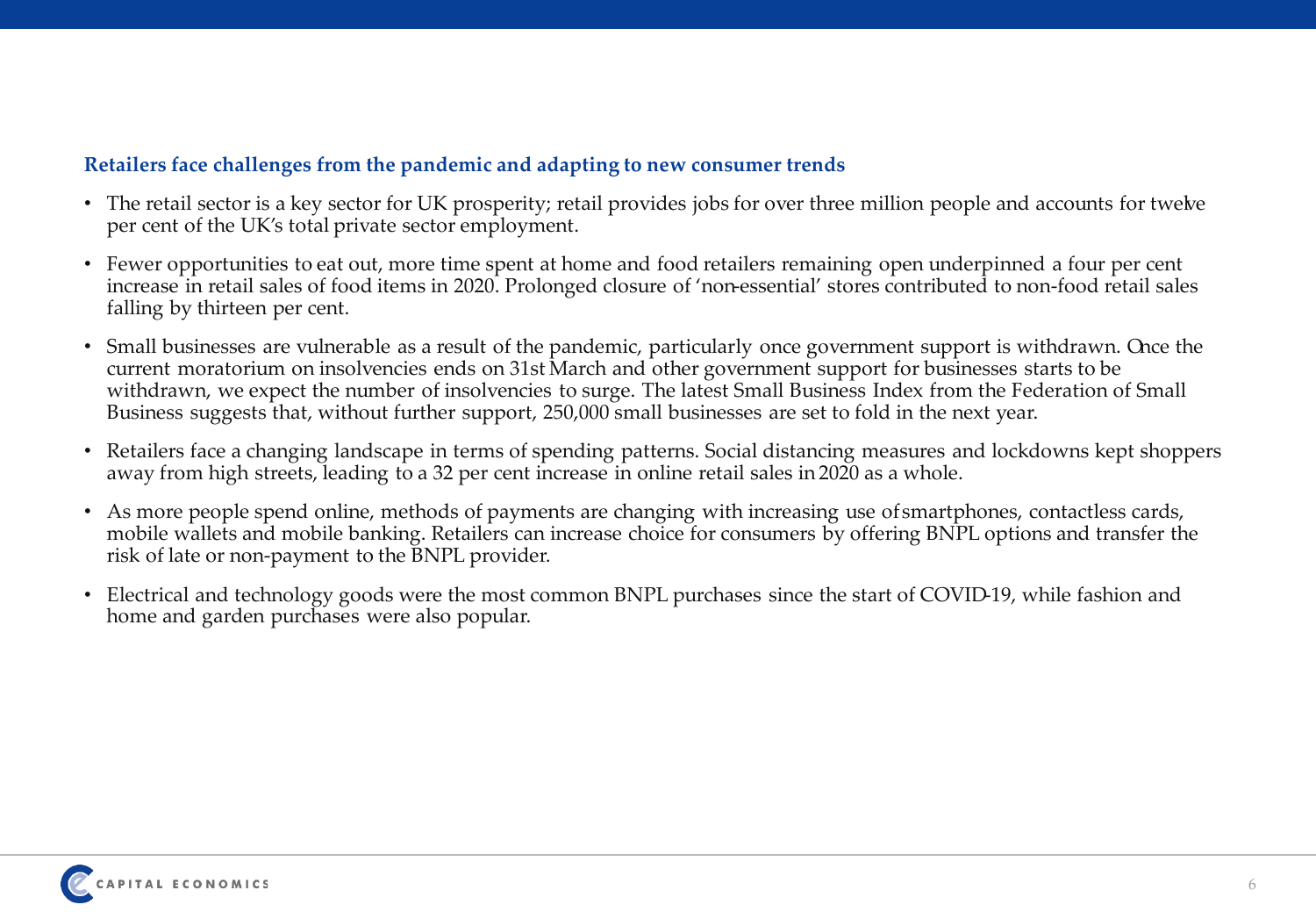## Retailers face challenges from the pandemic and adapting to new consumer trends

- The retail sector is a key sector for UK prosperity; retail provides jobs for over three million people and accounts for twelve per cent of the UK's total private sector employment.
- Fewer opportunities to eat out, more time spent at home and food retailers remaining open underpinned a four per cent increase in retail sales of food items in 2020. Prolonged closure of 'non-essential' stores contributed to non-food retail sales falling by thirteen per cent.
- Small businesses are vulnerable as a result of the pandemic, particularly once government support is withdrawn. Once the current moratorium on insolvencies ends on 31st March and other government support for businesses starts to be withdrawn, we expect the number of insolvencies to surge. The latest Small Business Index from the Federation of Small Business suggests that, without further support, 250,000 small businesses are set to fold in the next year.
- Retailers face a changing landscape in terms of spending patterns. Social distancing measures and lockdowns kept shoppers away from high streets, leading to a 32 per cent increase in online retail sales in 2020 as a whole.
- As more people spend online, methods of payments are changing with increasing use of smartphones, contactless cards, mobile wallets and mobile banking. Retailers can increase choice for consumers by offering BNPL options and transfer the risk of late or non-payment to the BNPL provider.
- Electrical and technology goods were the most common BNPL purchases since the start of COVID-19, while fashion and home and garden purchases were also popular.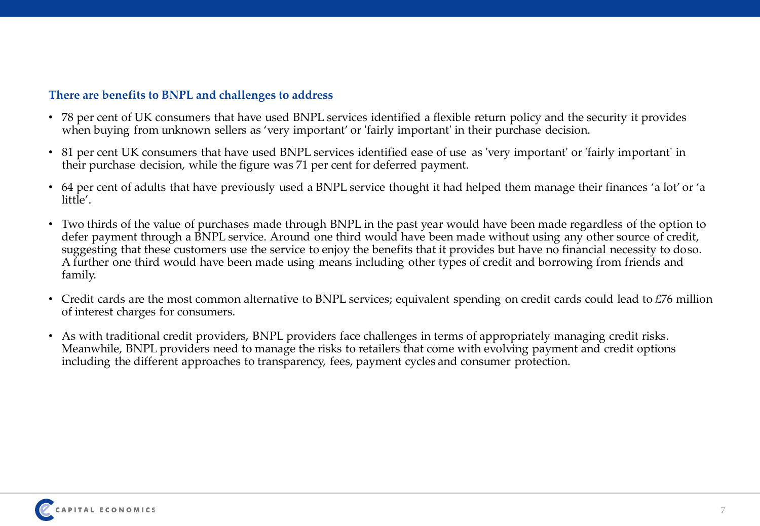### There are benefits to BNPL and challenges to address

- 78 per cent of UK consumers that have used BNPL services identified a flexible return policy and the security it provides when buying from unknown sellers as 'very important' or 'fairly important' in their purchase decision.
- 81 per cent UK consumers that have used BNPL services identified ease of use as 'very important' or 'fairly important' in their purchase decision, while the figure was 71 per cent for deferred payment.
- 64 per cent of adults that have previously used a BNPL service thought it had helped them manage their finances 'a lot' or 'a little'.
- Two thirds of the value of purchases made through BNPL in the past year would have been made regardless of the option to defer payment through a BNPL service. Around one third would have been made without using any other source of credit, suggesting that these customers use the service to enjoy the benefits that it provides but have no financial necessity to doso. A further one third would have been made using means including other types of credit and borrowing from friends and family.
- Credit cards are the most common alternative to BNPL services; equivalent spending on credit cards could lead to £76 million of interest charges for consumers.
- As with traditional credit providers, BNPL providers face challenges in terms of appropriately managing credit risks. Meanwhile, BNPL providers need to manage the risks to retailers that come with evolving payment and credit options including the different approaches to transparency, fees, payment cycles and consumer protection.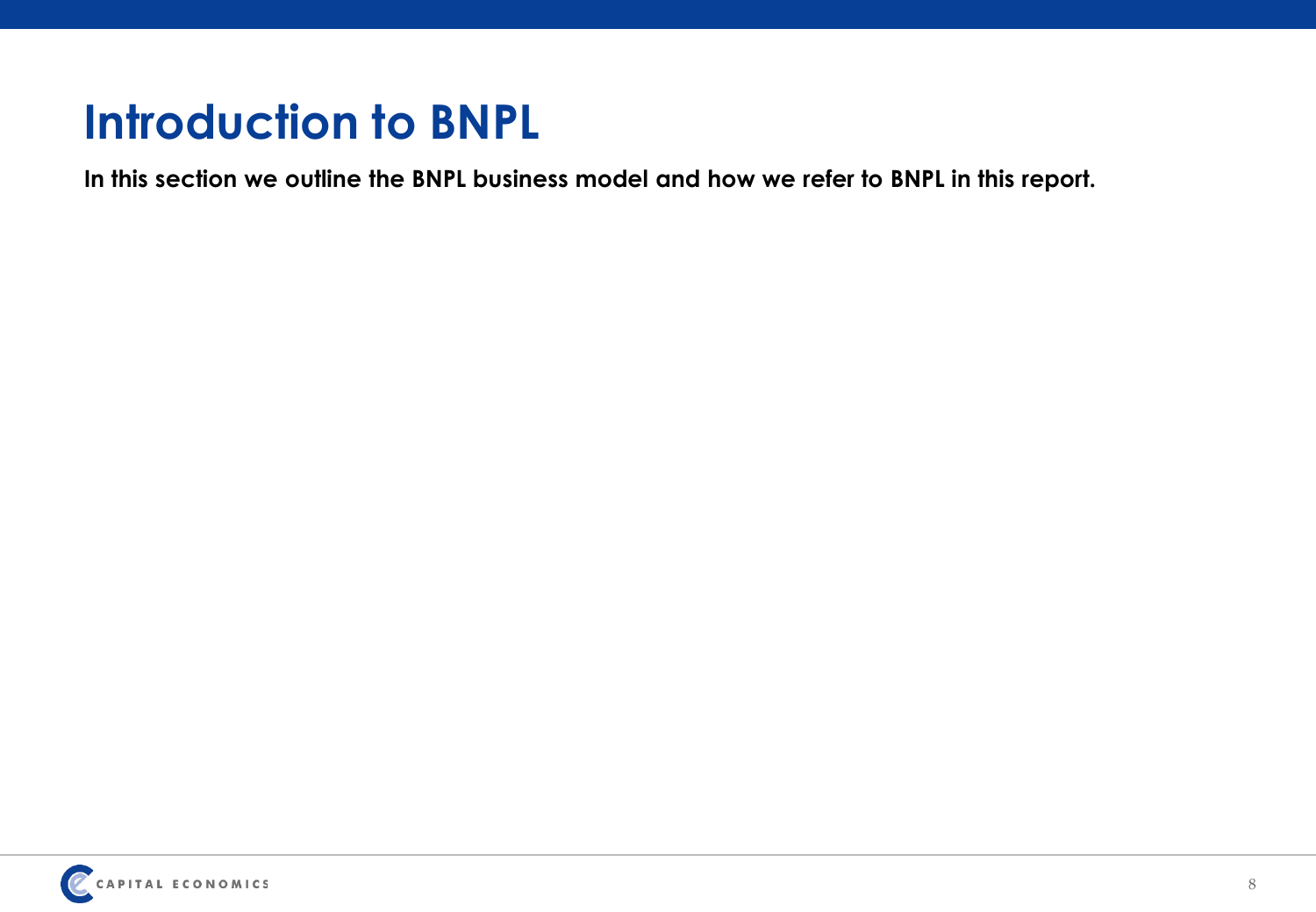# Introduction to BNPL

**In this section we outline the BNPL business model and how we refer to BNPL in this report.**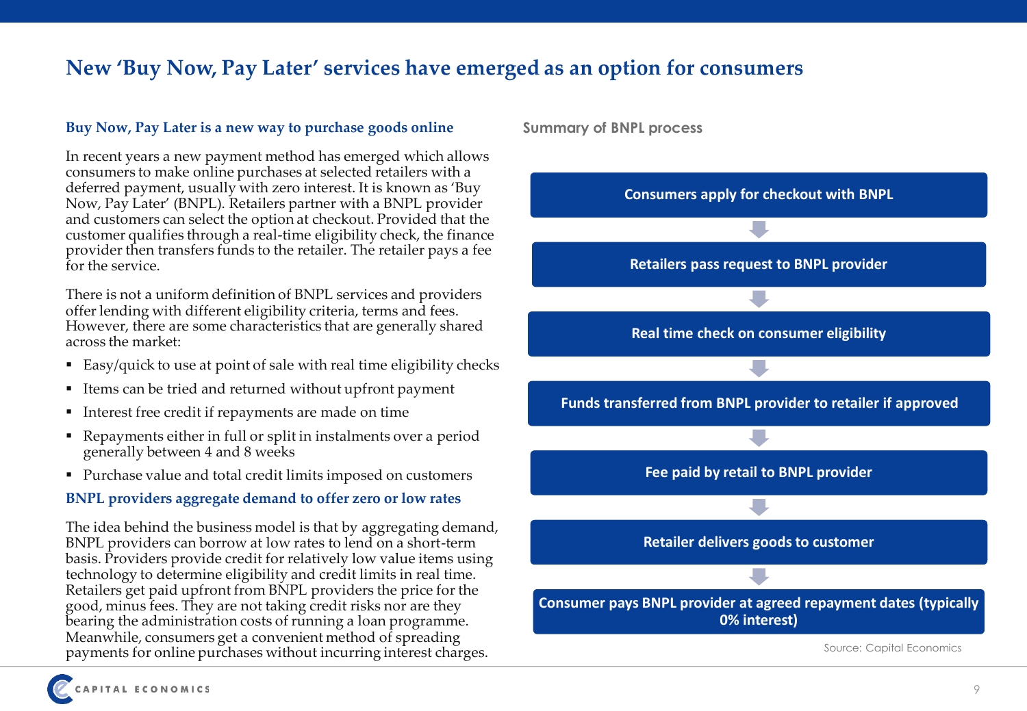# New 'Buy Now, Pay Later' services have emerged as an option for consumers

## Buy Now, Pay Later is a new way to purchase goods online

In recent years a new payment method has emerged which allows consumers to make online purchases at selected retailers with a deferred payment, usually with zero interest. It is known as 'Buy Now, Pay Later' (BNPL). Retailers partner with a BNPL provider and customers can select the option at checkout. Provided that the customer qualifies through a real-time eligibility check, the finance provider then transfers funds to the retailer. The retailer pays a fee for the service.

There is not a uniform definition of BNPL services and providers offer lending with different eligibility criteria, terms and fees. However, there are some characteristics that are generally shared across the market:

- Easy/quick to use at point of sale with real time eligibility checks
- Items can be tried and returned without upfront payment
- Interest free credit if repayments are made on time
- Repayments either in full or split in instalments over a period generally between 4 and 8 weeks
- Purchase value and total credit limits imposed on customers

## BNPL providers aggregate demand to offer zero or low rates

The idea behind the business model is that by aggregating demand, BNPL providers can borrow at low rates to lend on a short-term basis. Providers provide credit for relatively low value items using technology to determine eligibility and credit limits in real time. Retailers get paid upfront from BNPL providers the price for the good, minus fees. They are not taking credit risks nor are they bearing the administration costs of running a loan programme. Meanwhile, consumers get a convenient method of spreading payments for online purchases without incurring interest charges.

### Summary of BNPL process

1. **Consumers apply for checkout with BNPL**
2. **Retailers pass request to BNPL provider**
3. **Real time check on consumer eligibility**
4. **Funds transferred from BNPL provider to retailer if approved**
5. **Fee paid by retail to BNPL provider**
6. **Retailer delivers goods to customer**
7. **Consumer pays BNPL provider at agreed repayment dates (typically 0% interest)**

Source: Capital Economics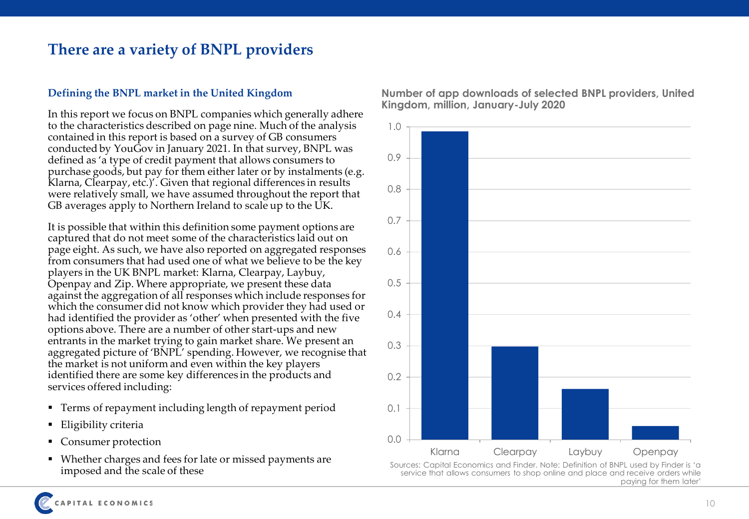# There are a variety of BNPL providers

## Defining the BNPL market in the United Kingdom

In this report we focus on BNPL companies which generally adhere to the characteristics described on page nine. Much of the analysis contained in this report is based on a survey of GB consumers conducted by YouGov in January 2021. In that survey, BNPL was defined as 'a type of credit payment that allows consumers to purchase goods, but pay for them either later or by instalments (e.g. Klarna, Clearpay, etc.)'. Given that regional differences in results were relatively small, we have assumed throughout the report that GB averages apply to Northern Ireland to scale up to the UK.

It is possible that within this definition some payment options are captured that do not meet some of the characteristics laid out on page eight. As such, we have also reported on aggregated responses from consumers that had used one of what we believe to be the key players in the UK BNPL market: Klarna, Clearpay, Laybuy, Openpay and Zip. Where appropriate, we present these data against the aggregation of all responses which include responses for which the consumer did not know which provider they had used or had identified the provider as 'other' when presented with the five options above. There are a number of other start-ups and new entrants in the market trying to gain market share. We present an aggregated picture of 'BNPL' spending. However, we recognise that the market is not uniform and even within the key players identified there are some key differences in the products and services offered including:

- Terms of repayment including length of repayment period
- Eligibility criteria
- Consumer protection
- Whether charges and fees for late or missed payments are imposed and the scale of these

**Number of app downloads of selected BNPL providers, United Kingdom, million, January-July 2020**

| Provider | Downloads (million) |
|---|---|
| Klarna | ~0.98 |
| Clearpay | ~0.30 |
| Laybuy | ~0.16 |
| Openpay | ~0.04 |

Sources: Capital Economics and Finder. Note: Definition of BNPL used by Finder is 'a service that allows consumers to shop online and place and receive orders while paying for them later'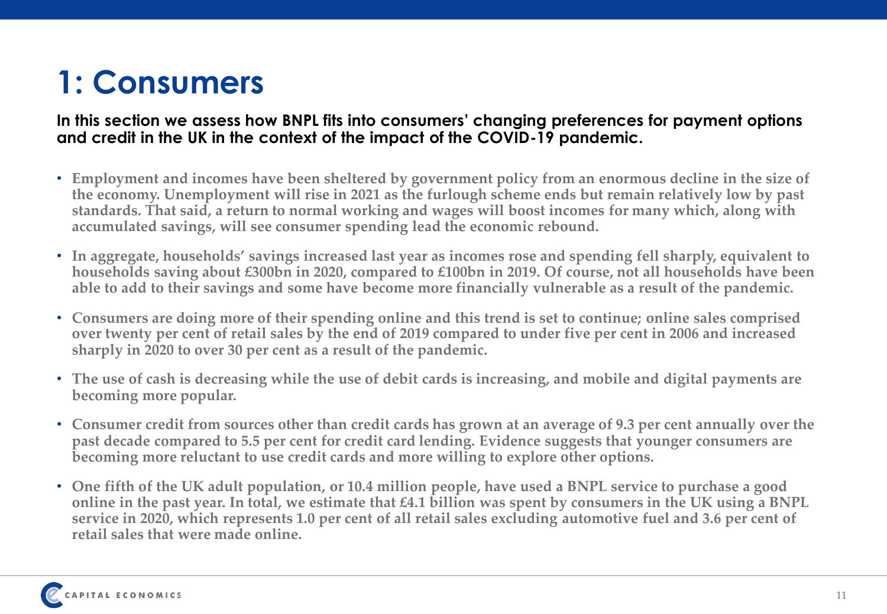# 1: Consumers

**In this section we assess how BNPL fits into consumers' changing preferences for payment options and credit in the UK in the context of the impact of the COVID-19 pandemic.**

- Employment and incomes have been sheltered by government policy from an enormous decline in the size of the economy. Unemployment will rise in 2021 as the furlough scheme ends but remain relatively low by past standards. That said, a return to normal working and wages will boost incomes for many which, along with accumulated savings, will see consumer spending lead the economic rebound.
- In aggregate, households' savings increased last year as incomes rose and spending fell sharply, equivalent to households saving about £300bn in 2020, compared to £100bn in 2019. Of course, not all households have been able to add to their savings and some have become more financially vulnerable as a result of the pandemic.
- Consumers are doing more of their spending online and this trend is set to continue; online sales comprised over twenty per cent of retail sales by the end of 2019 compared to under five per cent in 2006 and increased sharply in 2020 to over 30 per cent as a result of the pandemic.
- The use of cash is decreasing while the use of debit cards is increasing, and mobile and digital payments are becoming more popular.
- Consumer credit from sources other than credit cards has grown at an average of 9.3 per cent annually over the past decade compared to 5.5 per cent for credit card lending. Evidence suggests that younger consumers are becoming more reluctant to use credit cards and more willing to explore other options.
- One fifth of the UK adult population, or 10.4 million people, have used a BNPL service to purchase a good online in the past year. In total, we estimate that £4.1 billion was spent by consumers in the UK using a BNPL service in 2020, which represents 1.0 per cent of all retail sales excluding automotive fuel and 3.6 per cent of retail sales that were made online.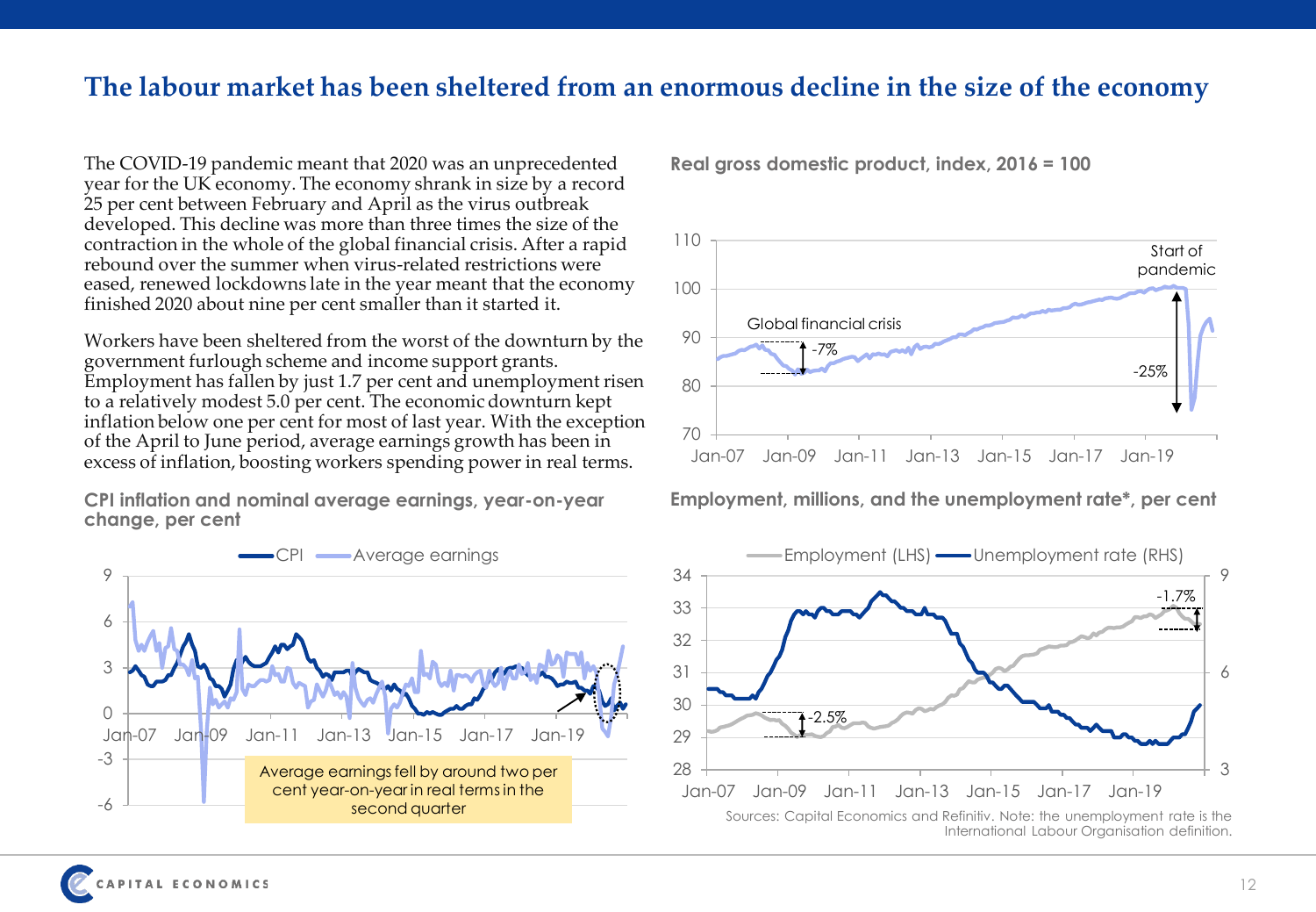## The labour market has been sheltered from an enormous decline in the size of the economy

The COVID-19 pandemic meant that 2020 was an unprecedented year for the UK economy. The economy shrank in size by a record 25 per cent between February and April as the virus outbreak developed. This decline was more than three times the size of the contraction in the whole of the global financial crisis. After a rapid rebound over the summer when virus-related restrictions were eased, renewed lockdowns late in the year meant that the economy finished 2020 about nine per cent smaller than it started it.

Workers have been sheltered from the worst of the downturn by the government furlough scheme and income support grants. Employment has fallen by just 1.7 per cent and unemployment risen to a relatively modest 5.0 per cent. The economic downturn kept inflation below one per cent for most of last year. With the exception of the April to June period, average earnings growth has been in excess of inflation, boosting workers spending power in real terms.

**Real gross domestic product, index, 2016 = 100**

Global financial crisis: -7%

Start of pandemic: -25%

**CPI inflation and nominal average earnings, year-on-year change, per cent**

Legend: CPI, Average earnings

Average earnings fell by around two per cent year-on-year in real terms in the second quarter

**Employment, millions, and the unemployment rate*, per cent**

Legend: Employment (LHS), Unemployment rate (RHS)

-2.5%

-1.7%

Sources: Capital Economics and Refinitiv. Note: the unemployment rate is the International Labour Organisation definition.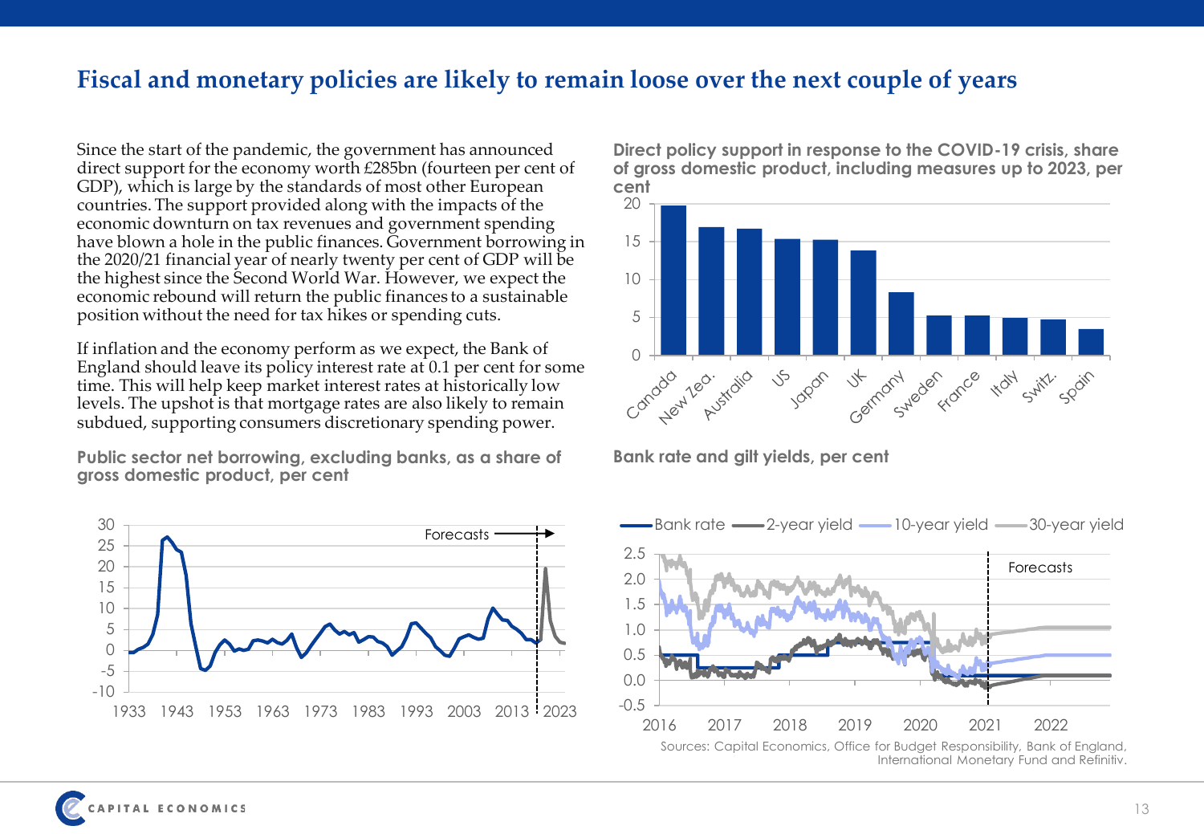# Fiscal and monetary policies are likely to remain loose over the next couple of years

Since the start of the pandemic, the government has announced direct support for the economy worth £285bn (fourteen per cent of GDP), which is large by the standards of most other European countries. The support provided along with the impacts of the economic downturn on tax revenues and government spending have blown a hole in the public finances. Government borrowing in the 2020/21 financial year of nearly twenty per cent of GDP will be the highest since the Second World War. However, we expect the economic rebound will return the public finances to a sustainable position without the need for tax hikes or spending cuts.

If inflation and the economy perform as we expect, the Bank of England should leave its policy interest rate at 0.1 per cent for some time. This will help keep market interest rates at historically low levels. The upshot is that mortgage rates are also likely to remain subdued, supporting consumers discretionary spending power.

**Public sector net borrowing, excluding banks, as a share of gross domestic product, per cent**

**Direct policy support in response to the COVID-19 crisis, share of gross domestic product, including measures up to 2023, per cent**

**Bank rate and gilt yields, per cent**

Sources: Capital Economics, Office for Budget Responsibility, Bank of England, International Monetary Fund and Refinitiv.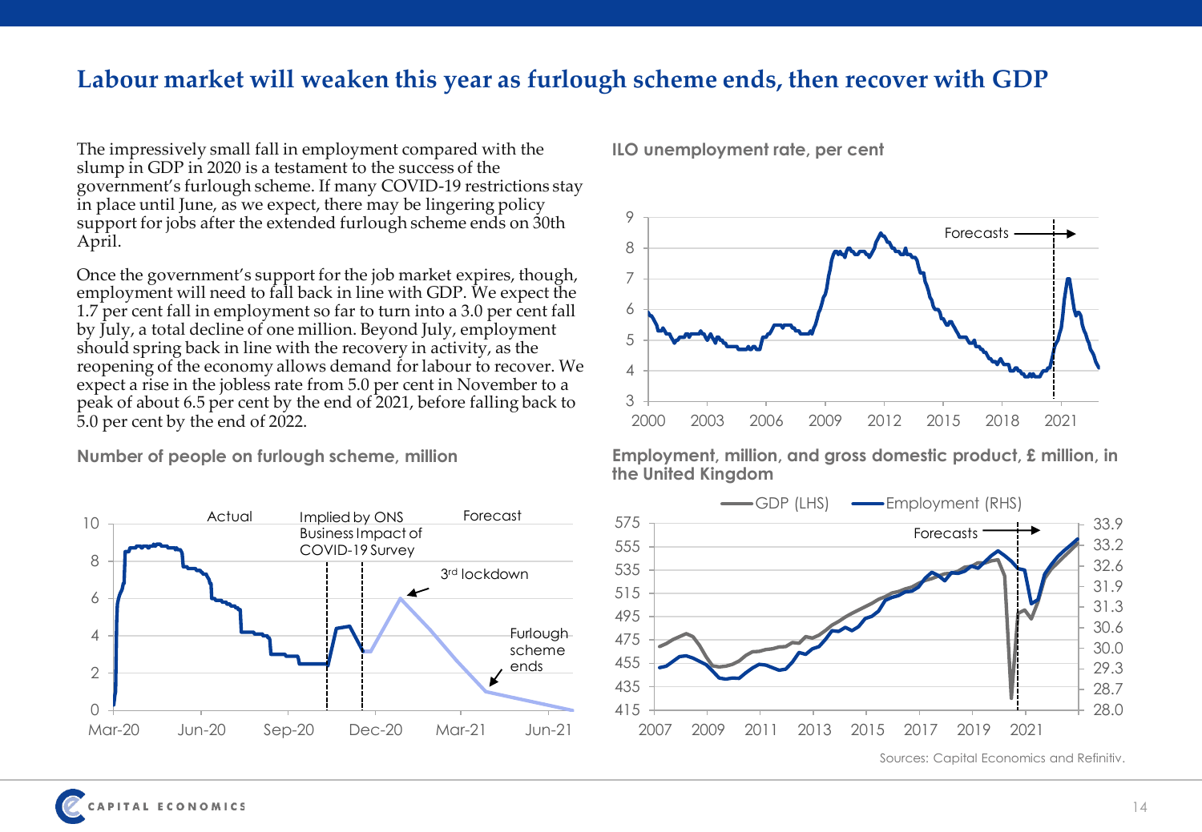## Labour market will weaken this year as furlough scheme ends, then recover with GDP

The impressively small fall in employment compared with the slump in GDP in 2020 is a testament to the success of the government's furlough scheme. If many COVID-19 restrictions stay in place until June, as we expect, there may be lingering policy support for jobs after the extended furlough scheme ends on 30th April.

Once the government's support for the job market expires, though, employment will need to fall back in line with GDP. We expect the 1.7 per cent fall in employment so far to turn into a 3.0 per cent fall by July, a total decline of one million. Beyond July, employment should spring back in line with the recovery in activity, as the reopening of the economy allows demand for labour to recover. We expect a rise in the jobless rate from 5.0 per cent in November to a peak of about 6.5 per cent by the end of 2021, before falling back to 5.0 per cent by the end of 2022.

**Number of people on furlough scheme, million**

**ILO unemployment rate, per cent**

**Employment, million, and gross domestic product, £ million, in the United Kingdom**

Sources: Capital Economics and Refinitiv.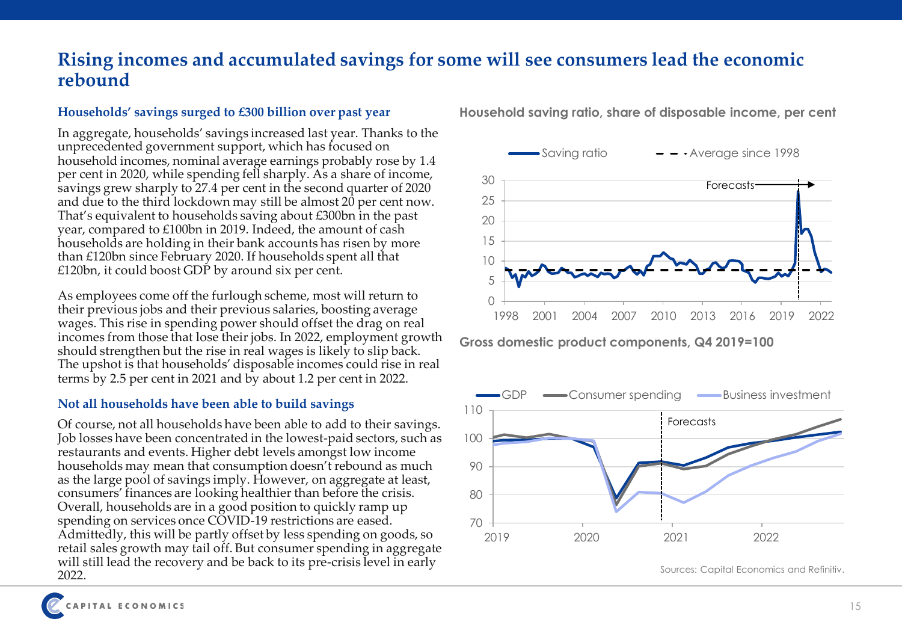# Rising incomes and accumulated savings for some will see consumers lead the economic rebound

### Households' savings surged to £300 billion over past year

In aggregate, households' savings increased last year. Thanks to the unprecedented government support, which has focused on household incomes, nominal average earnings probably rose by 1.4 per cent in 2020, while spending fell sharply. As a share of income, savings grew sharply to 27.4 per cent in the second quarter of 2020 and due to the third lockdown may still be almost 20 per cent now. That's equivalent to households saving about £300bn in the past year, compared to £100bn in 2019. Indeed, the amount of cash households are holding in their bank accounts has risen by more than £120bn since February 2020. If households spent all that £120bn, it could boost GDP by around six per cent.

As employees come off the furlough scheme, most will return to their previous jobs and their previous salaries, boosting average wages. This rise in spending power should offset the drag on real incomes from those that lose their jobs. In 2022, employment growth should strengthen but the rise in real wages is likely to slip back. The upshot is that households' disposable incomes could rise in real terms by 2.5 per cent in 2021 and by about 1.2 per cent in 2022.

### Not all households have been able to build savings

Of course, not all households have been able to add to their savings. Job losses have been concentrated in the lowest-paid sectors, such as restaurants and events. Higher debt levels amongst low income households may mean that consumption doesn't rebound as much as the large pool of savings imply. However, on aggregate at least, consumers' finances are looking healthier than before the crisis. Overall, households are in a good position to quickly ramp up spending on services once COVID-19 restrictions are eased. Admittedly, this will be partly offset by less spending on goods, so retail sales growth may tail off. But consumer spending in aggregate will still lead the recovery and be back to its pre-crisis level in early 2022.

**Household saving ratio, share of disposable income, per cent**

**Gross domestic product components, Q4 2019=100**

Sources: Capital Economics and Refinitiv.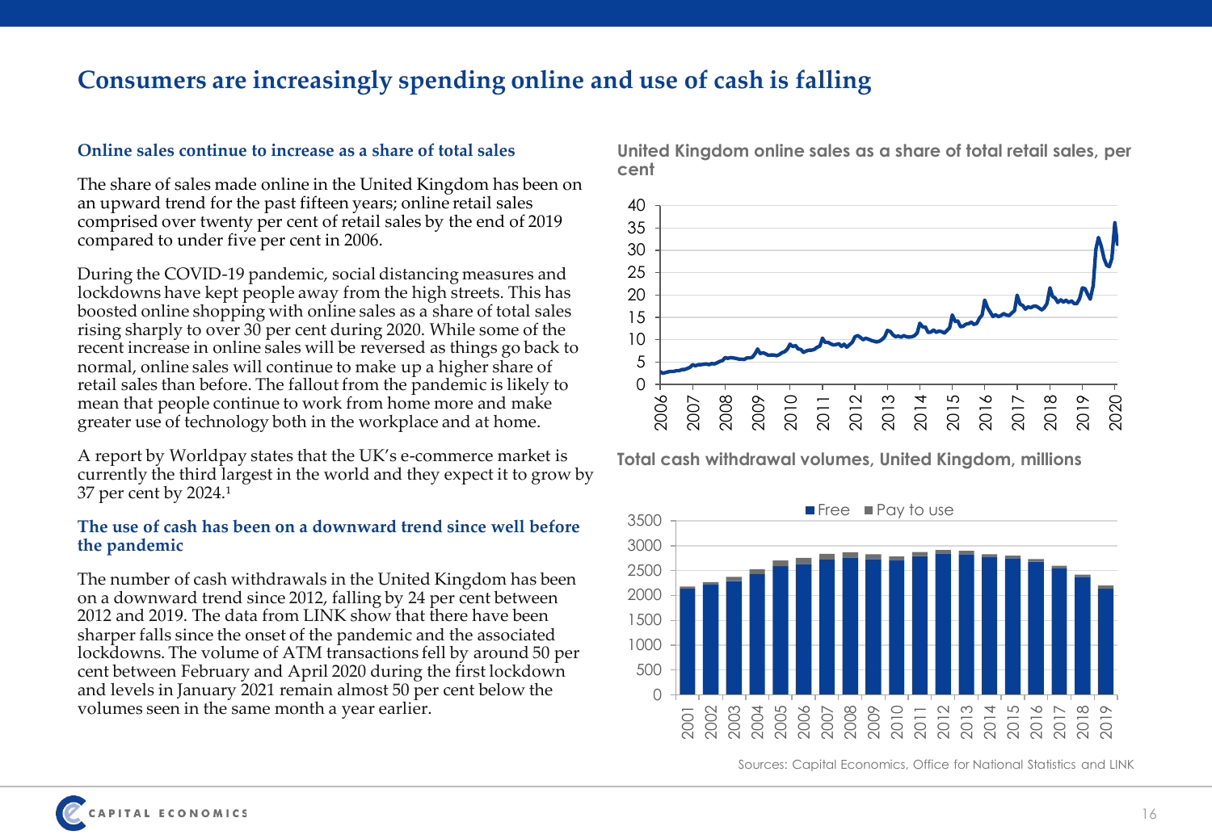# Consumers are increasingly spending online and use of cash is falling

### Online sales continue to increase as a share of total sales

The share of sales made online in the United Kingdom has been on an upward trend for the past fifteen years; online retail sales comprised over twenty per cent of retail sales by the end of 2019 compared to under five per cent in 2006.

During the COVID-19 pandemic, social distancing measures and lockdowns have kept people away from the high streets. This has boosted online shopping with online sales as a share of total sales rising sharply to over 30 per cent during 2020. While some of the recent increase in online sales will be reversed as things go back to normal, online sales will continue to make up a higher share of retail sales than before. The fallout from the pandemic is likely to mean that people continue to work from home more and make greater use of technology both in the workplace and at home.

A report by Worldpay states that the UK's e-commerce market is currently the third largest in the world and they expect it to grow by 37 per cent by 2024.[1]

### The use of cash has been on a downward trend since well before the pandemic

The number of cash withdrawals in the United Kingdom has been on a downward trend since 2012, falling by 24 per cent between 2012 and 2019. The data from LINK show that there have been sharper falls since the onset of the pandemic and the associated lockdowns. The volume of ATM transactions fell by around 50 per cent between February and April 2020 during the first lockdown and levels in January 2021 remain almost 50 per cent below the volumes seen in the same month a year earlier.

**United Kingdom online sales as a share of total retail sales, per cent**

**Total cash withdrawal volumes, United Kingdom, millions**

Sources: Capital Economics, Office for National Statistics and LINK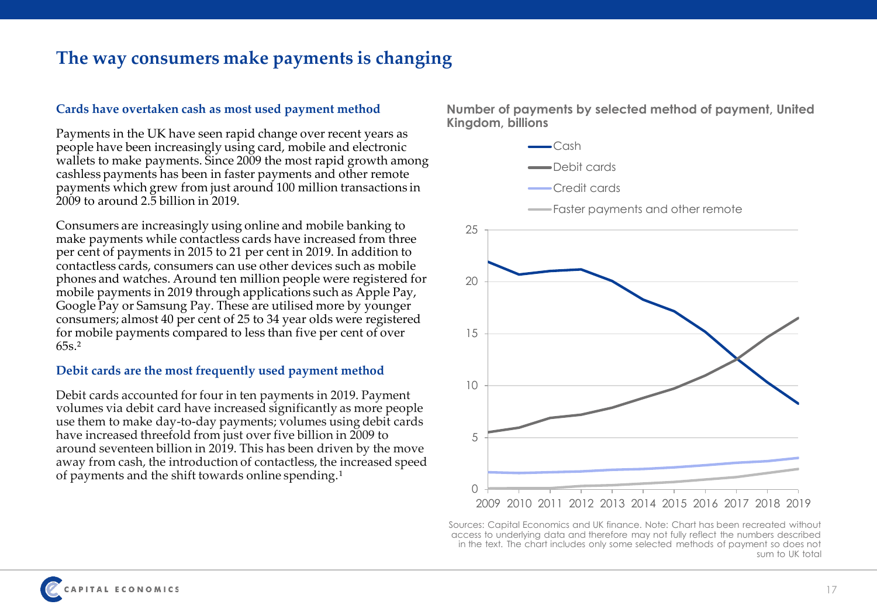# The way consumers make payments is changing

### Cards have overtaken cash as most used payment method

Payments in the UK have seen rapid change over recent years as people have been increasingly using card, mobile and electronic wallets to make payments. Since 2009 the most rapid growth among cashless payments has been in faster payments and other remote payments which grew from just around 100 million transactions in 2009 to around 2.5 billion in 2019.

Consumers are increasingly using online and mobile banking to make payments while contactless cards have increased from three per cent of payments in 2015 to 21 per cent in 2019. In addition to contactless cards, consumers can use other devices such as mobile phones and watches. Around ten million people were registered for mobile payments in 2019 through applications such as Apple Pay, Google Pay or Samsung Pay. These are utilised more by younger consumers; almost 40 per cent of 25 to 34 year olds were registered for mobile payments compared to less than five per cent of over 65s.[2]

### Debit cards are the most frequently used payment method

Debit cards accounted for four in ten payments in 2019. Payment volumes via debit card have increased significantly as more people use them to make day-to-day payments; volumes using debit cards have increased threefold from just over five billion in 2009 to around seventeen billion in 2019. This has been driven by the move away from cash, the introduction of contactless, the increased speed of payments and the shift towards online spending.[1]

**Number of payments by selected method of payment, United Kingdom, billions**

Sources: Capital Economics and UK finance. Note: Chart has been recreated without access to underlying data and therefore may not fully reflect the numbers described in the text. The chart includes only some selected methods of payment so does not sum to UK total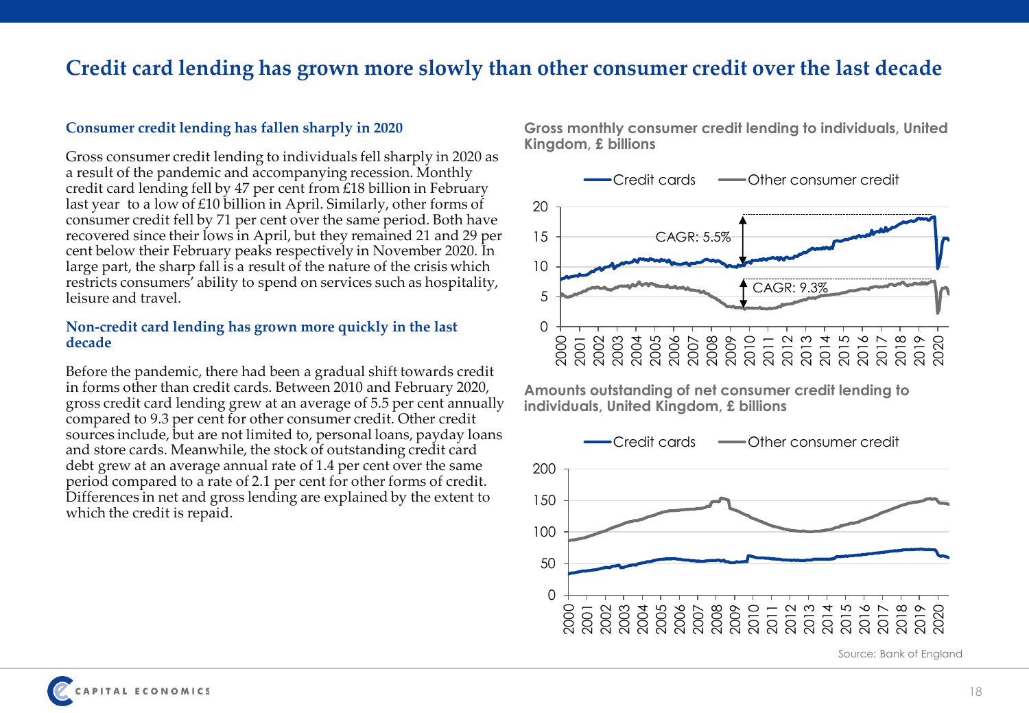# Credit card lending has grown more slowly than other consumer credit over the last decade

## Consumer credit lending has fallen sharply in 2020

Gross consumer credit lending to individuals fell sharply in 2020 as a result of the pandemic and accompanying recession. Monthly credit card lending fell by 47 per cent from £18 billion in February last year to a low of £10 billion in April. Similarly, other forms of consumer credit fell by 71 per cent over the same period. Both have recovered since their lows in April, but they remained 21 and 29 per cent below their February peaks respectively in November 2020. In large part, the sharp fall is a result of the nature of the crisis which restricts consumers' ability to spend on services such as hospitality, leisure and travel.

## Non-credit card lending has grown more quickly in the last decade

Before the pandemic, there had been a gradual shift towards credit in forms other than credit cards. Between 2010 and February 2020, gross credit card lending grew at an average of 5.5 per cent annually compared to 9.3 per cent for other consumer credit. Other credit sources include, but are not limited to, personal loans, payday loans and store cards. Meanwhile, the stock of outstanding credit card debt grew at an average annual rate of 1.4 per cent over the same period compared to a rate of 2.1 per cent for other forms of credit. Differences in net and gross lending are explained by the extent to which the credit is repaid.

**Gross monthly consumer credit lending to individuals, United Kingdom, £ billions**

**Amounts outstanding of net consumer credit lending to individuals, United Kingdom, £ billions**

Source: Bank of England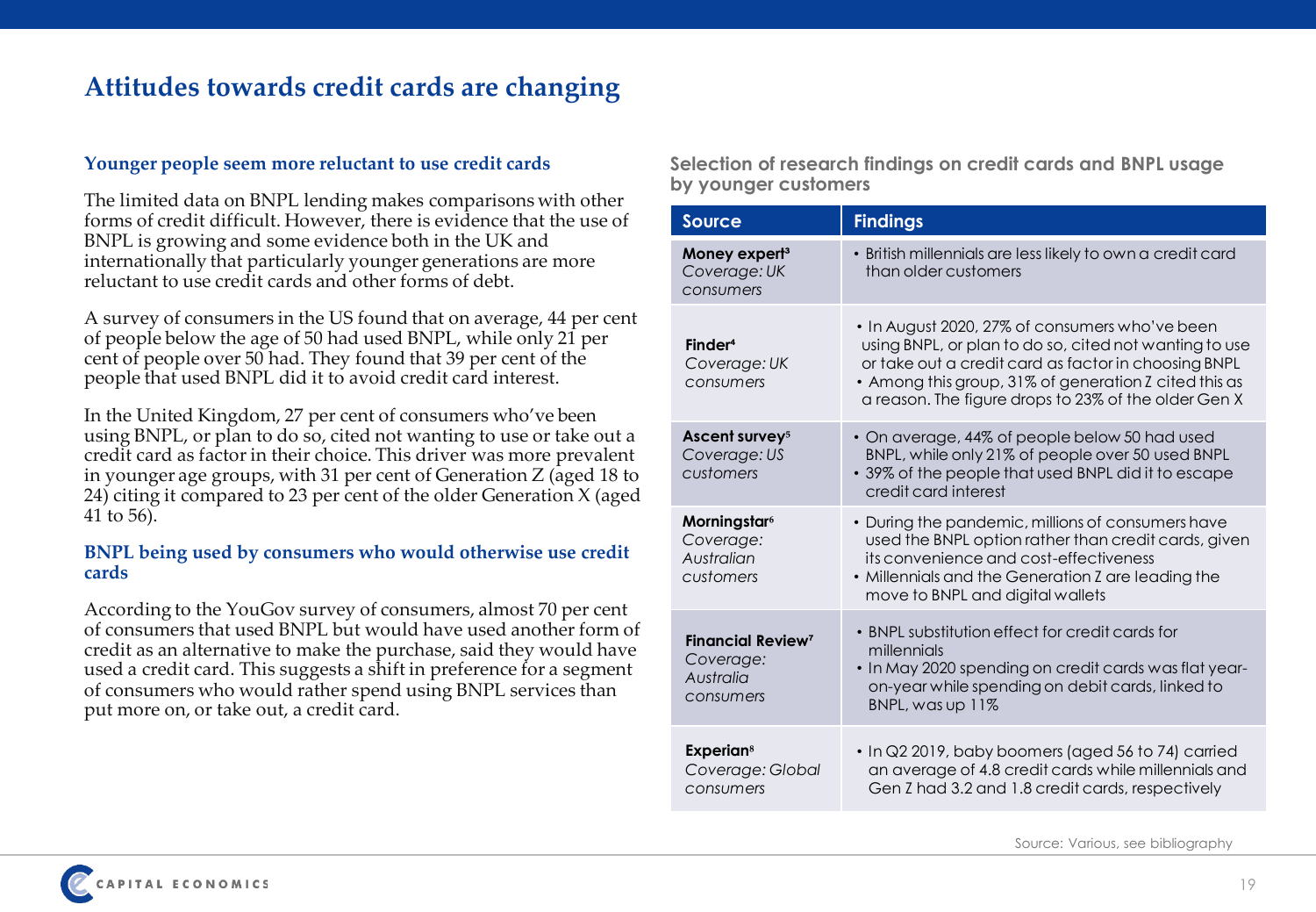# Attitudes towards credit cards are changing

### Younger people seem more reluctant to use credit cards

The limited data on BNPL lending makes comparisons with other forms of credit difficult. However, there is evidence that the use of BNPL is growing and some evidence both in the UK and internationally that particularly younger generations are more reluctant to use credit cards and other forms of debt.

A survey of consumers in the US found that on average, 44 per cent of people below the age of 50 had used BNPL, while only 21 per cent of people over 50 had. They found that 39 per cent of the people that used BNPL did it to avoid credit card interest.

In the United Kingdom, 27 per cent of consumers who've been using BNPL, or plan to do so, cited not wanting to use or take out a credit card as factor in their choice. This driver was more prevalent in younger age groups, with 31 per cent of Generation Z (aged 18 to 24) citing it compared to 23 per cent of the older Generation X (aged 41 to 56).

### BNPL being used by consumers who would otherwise use credit cards

According to the YouGov survey of consumers, almost 70 per cent of consumers that used BNPL but would have used another form of credit as an alternative to make the purchase, said they would have used a credit card. This suggests a shift in preference for a segment of consumers who would rather spend using BNPL services than put more on, or take out, a credit card.

**Selection of research findings on credit cards and BNPL usage by younger customers**

| Source | Findings |
|---|---|
| **Money expert**[3] *Coverage: UK consumers* | • British millennials are less likely to own a credit card than older customers |
| **Finder**[4] *Coverage: UK consumers* | • In August 2020, 27% of consumers who've been using BNPL, or plan to do so, cited not wanting to use or take out a credit card as factor in choosing BNPL<br>• Among this group, 31% of generation Z cited this as a reason. The figure drops to 23% of the older Gen X |
| **Ascent survey**[5] *Coverage: US customers* | • On average, 44% of people below 50 had used BNPL, while only 21% of people over 50 used BNPL<br>• 39% of the people that used BNPL did it to escape credit card interest |
| **Morningstar**[6] *Coverage: Australian customers* | • During the pandemic, millions of consumers have used the BNPL option rather than credit cards, given its convenience and cost-effectiveness<br>• Millennials and the Generation Z are leading the move to BNPL and digital wallets |
| **Financial Review**[7] *Coverage: Australia consumers* | • BNPL substitution effect for credit cards for millennials<br>• In May 2020 spending on credit cards was flat year-on-year while spending on debit cards, linked to BNPL, was up 11% |
| **Experian**[8] *Coverage: Global consumers* | • In Q2 2019, baby boomers (aged 56 to 74) carried an average of 4.8 credit cards while millennials and Gen Z had 3.2 and 1.8 credit cards, respectively |

Source: Various, see bibliography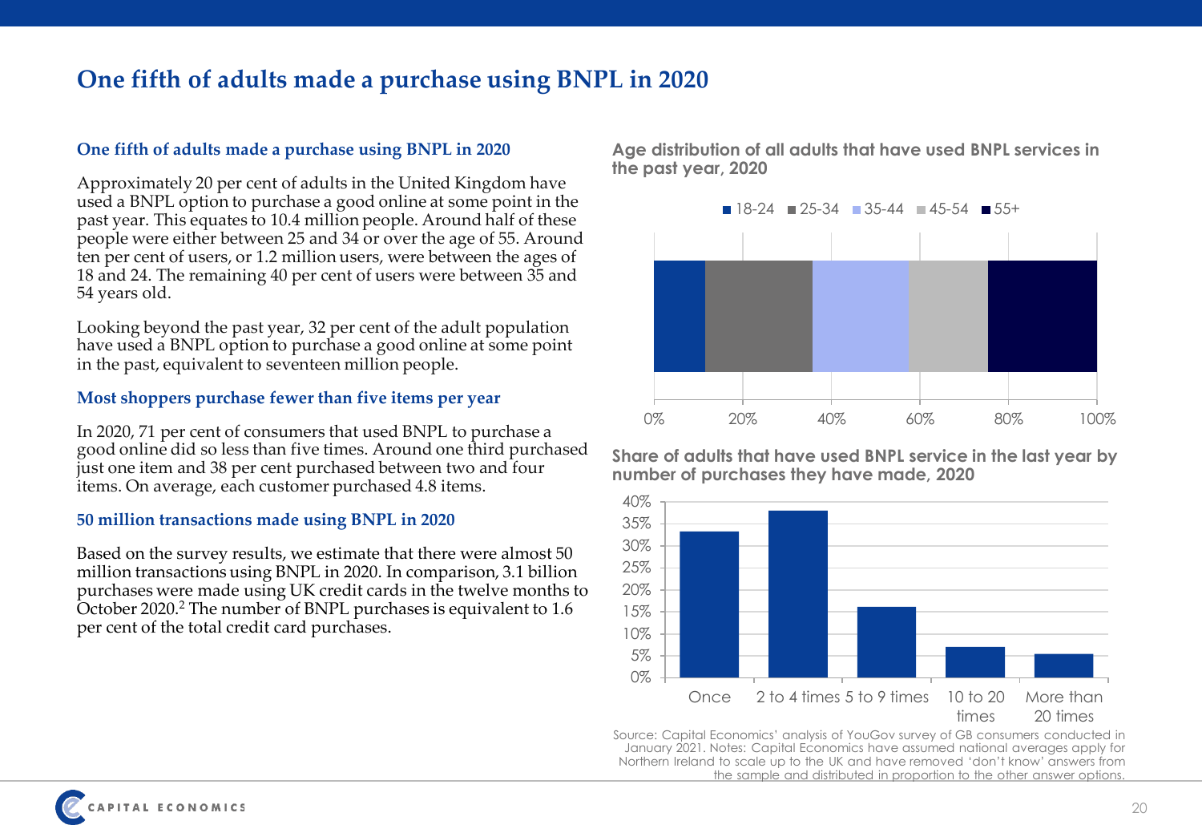# One fifth of adults made a purchase using BNPL in 2020

## One fifth of adults made a purchase using BNPL in 2020

Approximately 20 per cent of adults in the United Kingdom have used a BNPL option to purchase a good online at some point in the past year. This equates to 10.4 million people. Around half of these people were either between 25 and 34 or over the age of 55. Around ten per cent of users, or 1.2 million users, were between the ages of 18 and 24. The remaining 40 per cent of users were between 35 and 54 years old.

Looking beyond the past year, 32 per cent of the adult population have used a BNPL option to purchase a good online at some point in the past, equivalent to seventeen million people.

## Most shoppers purchase fewer than five items per year

In 2020, 71 per cent of consumers that used BNPL to purchase a good online did so less than five times. Around one third purchased just one item and 38 per cent purchased between two and four items. On average, each customer purchased 4.8 items.

## 50 million transactions made using BNPL in 2020

Based on the survey results, we estimate that there were almost 50 million transactions using BNPL in 2020. In comparison, 3.1 billion purchases were made using UK credit cards in the twelve months to October 2020.[2] The number of BNPL purchases is equivalent to 1.6 per cent of the total credit card purchases.

**Age distribution of all adults that have used BNPL services in the past year, 2020**

Legend: 18-24, 25-34, 35-44, 45-54, 55+

X-axis: 0%, 20%, 40%, 60%, 80%, 100%

**Share of adults that have used BNPL service in the last year by number of purchases they have made, 2020**

Y-axis: 0%, 5%, 10%, 15%, 20%, 25%, 30%, 35%, 40%

X-axis: Once, 2 to 4 times, 5 to 9 times, 10 to 20 times, More than 20 times

Source: Capital Economics' analysis of YouGov survey of GB consumers conducted in January 2021. Notes: Capital Economics have assumed national averages apply for Northern Ireland to scale up to the UK and have removed 'don't know' answers from the sample and distributed in proportion to the other answer options.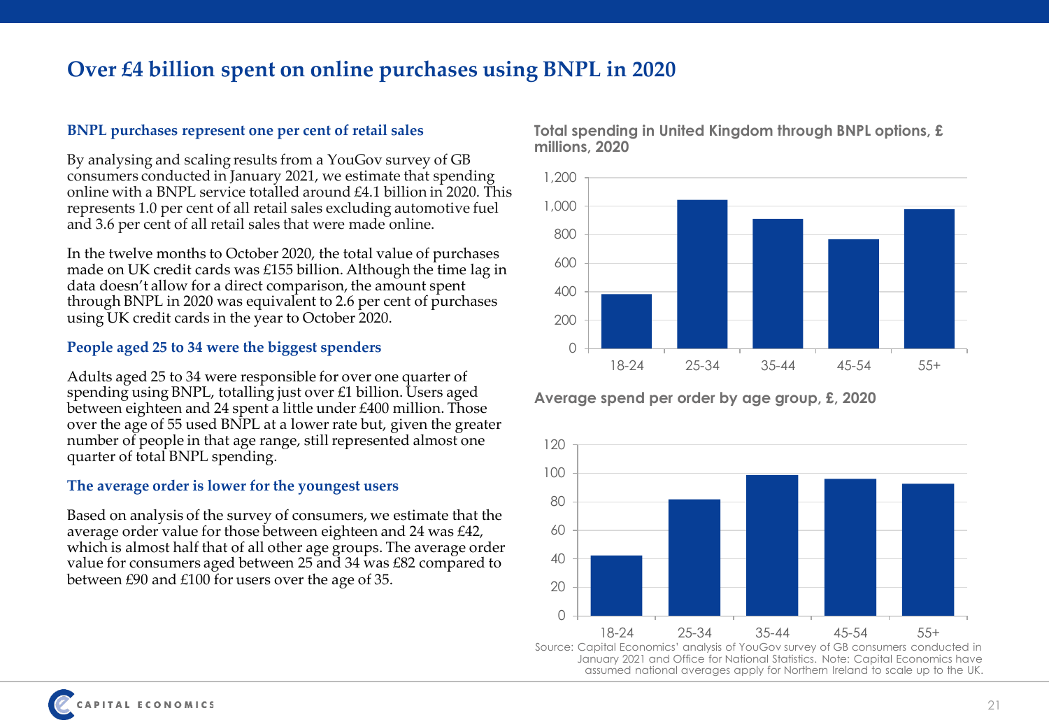# Over £4 billion spent on online purchases using BNPL in 2020

### BNPL purchases represent one per cent of retail sales

By analysing and scaling results from a YouGov survey of GB consumers conducted in January 2021, we estimate that spending online with a BNPL service totalled around £4.1 billion in 2020. This represents 1.0 per cent of all retail sales excluding automotive fuel and 3.6 per cent of all retail sales that were made online.

In the twelve months to October 2020, the total value of purchases made on UK credit cards was £155 billion. Although the time lag in data doesn't allow for a direct comparison, the amount spent through BNPL in 2020 was equivalent to 2.6 per cent of purchases using UK credit cards in the year to October 2020.

### People aged 25 to 34 were the biggest spenders

Adults aged 25 to 34 were responsible for over one quarter of spending using BNPL, totalling just over £1 billion. Users aged between eighteen and 24 spent a little under £400 million. Those over the age of 55 used BNPL at a lower rate but, given the greater number of people in that age range, still represented almost one quarter of total BNPL spending.

### The average order is lower for the youngest users

Based on analysis of the survey of consumers, we estimate that the average order value for those between eighteen and 24 was £42, which is almost half that of all other age groups. The average order value for consumers aged between 25 and 34 was £82 compared to between £90 and £100 for users over the age of 35.

**Total spending in United Kingdom through BNPL options, £ millions, 2020**

**Average spend per order by age group, £, 2020**

Source: Capital Economics' analysis of YouGov survey of GB consumers conducted in January 2021 and Office for National Statistics. Note: Capital Economics have assumed national averages apply for Northern Ireland to scale up to the UK.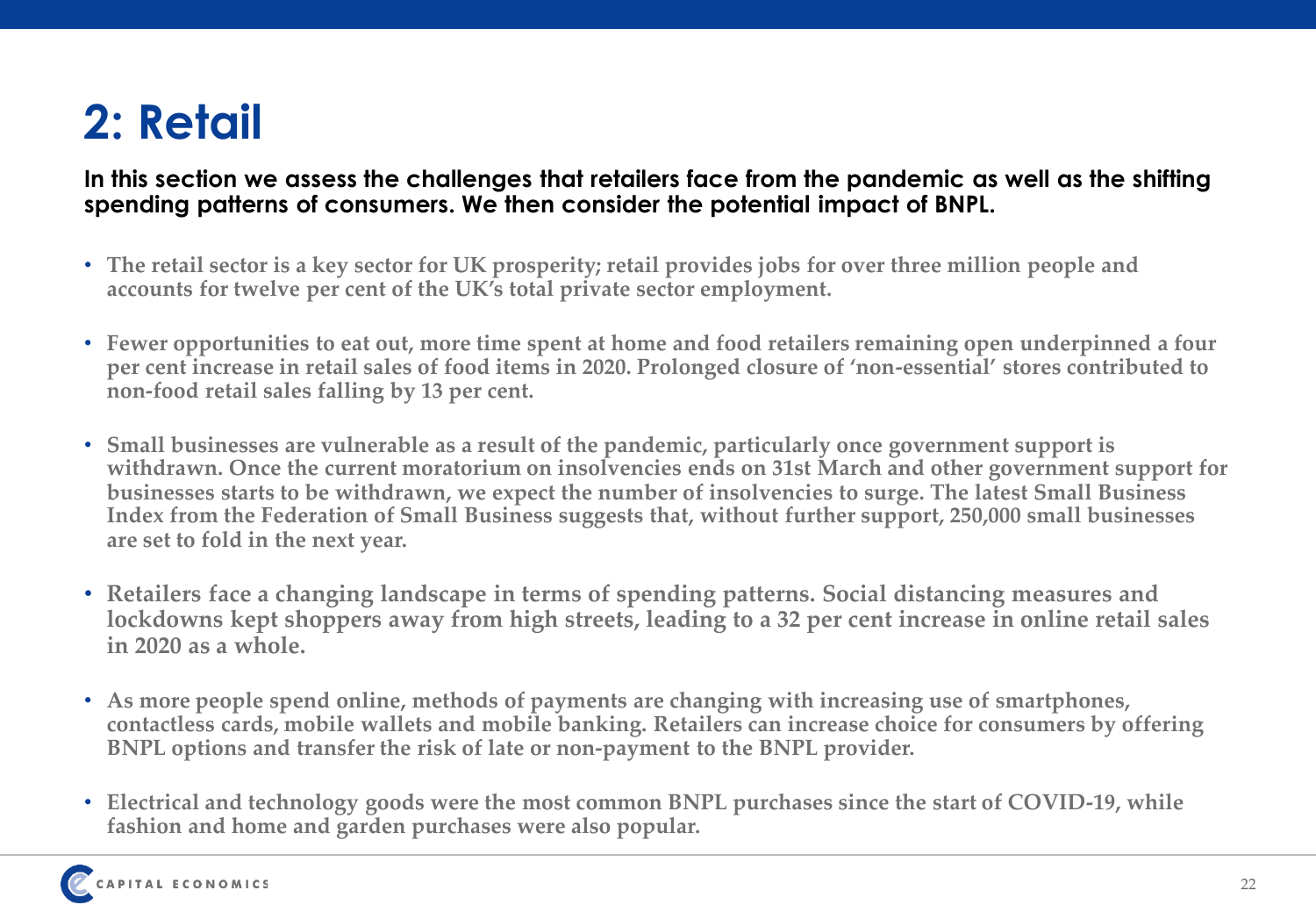# 2: Retail

**In this section we assess the challenges that retailers face from the pandemic as well as the shifting spending patterns of consumers. We then consider the potential impact of BNPL.**

- **The retail sector is a key sector for UK prosperity; retail provides jobs for over three million people and accounts for twelve per cent of the UK's total private sector employment.**
- **Fewer opportunities to eat out, more time spent at home and food retailers remaining open underpinned a four per cent increase in retail sales of food items in 2020. Prolonged closure of 'non-essential' stores contributed to non-food retail sales falling by 13 per cent.**
- **Small businesses are vulnerable as a result of the pandemic, particularly once government support is withdrawn. Once the current moratorium on insolvencies ends on 31st March and other government support for businesses starts to be withdrawn, we expect the number of insolvencies to surge. The latest Small Business Index from the Federation of Small Business suggests that, without further support, 250,000 small businesses are set to fold in the next year.**
- **Retailers face a changing landscape in terms of spending patterns. Social distancing measures and lockdowns kept shoppers away from high streets, leading to a 32 per cent increase in online retail sales in 2020 as a whole.**
- **As more people spend online, methods of payments are changing with increasing use of smartphones, contactless cards, mobile wallets and mobile banking. Retailers can increase choice for consumers by offering BNPL options and transfer the risk of late or non-payment to the BNPL provider.**
- **Electrical and technology goods were the most common BNPL purchases since the start of COVID-19, while fashion and home and garden purchases were also popular.**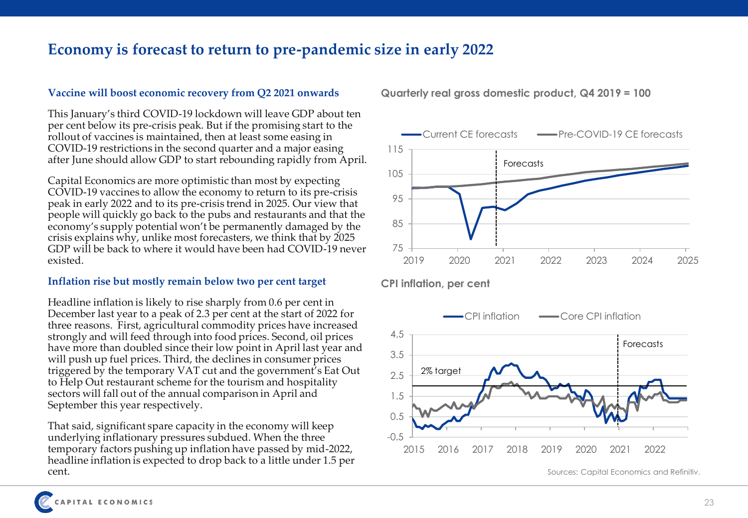# Economy is forecast to return to pre-pandemic size in early 2022

### Vaccine will boost economic recovery from Q2 2021 onwards

This January's third COVID-19 lockdown will leave GDP about ten per cent below its pre-crisis peak. But if the promising start to the rollout of vaccines is maintained, then at least some easing in COVID-19 restrictions in the second quarter and a major easing after June should allow GDP to start rebounding rapidly from April.

Capital Economics are more optimistic than most by expecting COVID-19 vaccines to allow the economy to return to its pre-crisis peak in early 2022 and to its pre-crisis trend in 2025. Our view that people will quickly go back to the pubs and restaurants and that the economy's supply potential won't be permanently damaged by the crisis explains why, unlike most forecasters, we think that by 2025 GDP will be back to where it would have been had COVID-19 never existed.

### Inflation rise but mostly remain below two per cent target

Headline inflation is likely to rise sharply from 0.6 per cent in December last year to a peak of 2.3 per cent at the start of 2022 for three reasons. First, agricultural commodity prices have increased strongly and will feed through into food prices. Second, oil prices have more than doubled since their low point in April last year and will push up fuel prices. Third, the declines in consumer prices triggered by the temporary VAT cut and the government's Eat Out to Help Out restaurant scheme for the tourism and hospitality sectors will fall out of the annual comparison in April and September this year respectively.

That said, significant spare capacity in the economy will keep underlying inflationary pressures subdued. When the three temporary factors pushing up inflation have passed by mid-2022, headline inflation is expected to drop back to a little under 1.5 per cent.

**Quarterly real gross domestic product, Q4 2019 = 100**

(Chart: Current CE forecasts vs Pre-COVID-19 CE forecasts, 2019–2025; Forecasts from 2021)

**CPI inflation, per cent**

(Chart: CPI inflation and Core CPI inflation, 2015–2022; 2% target; Forecasts from 2021)

Sources: Capital Economics and Refinitiv.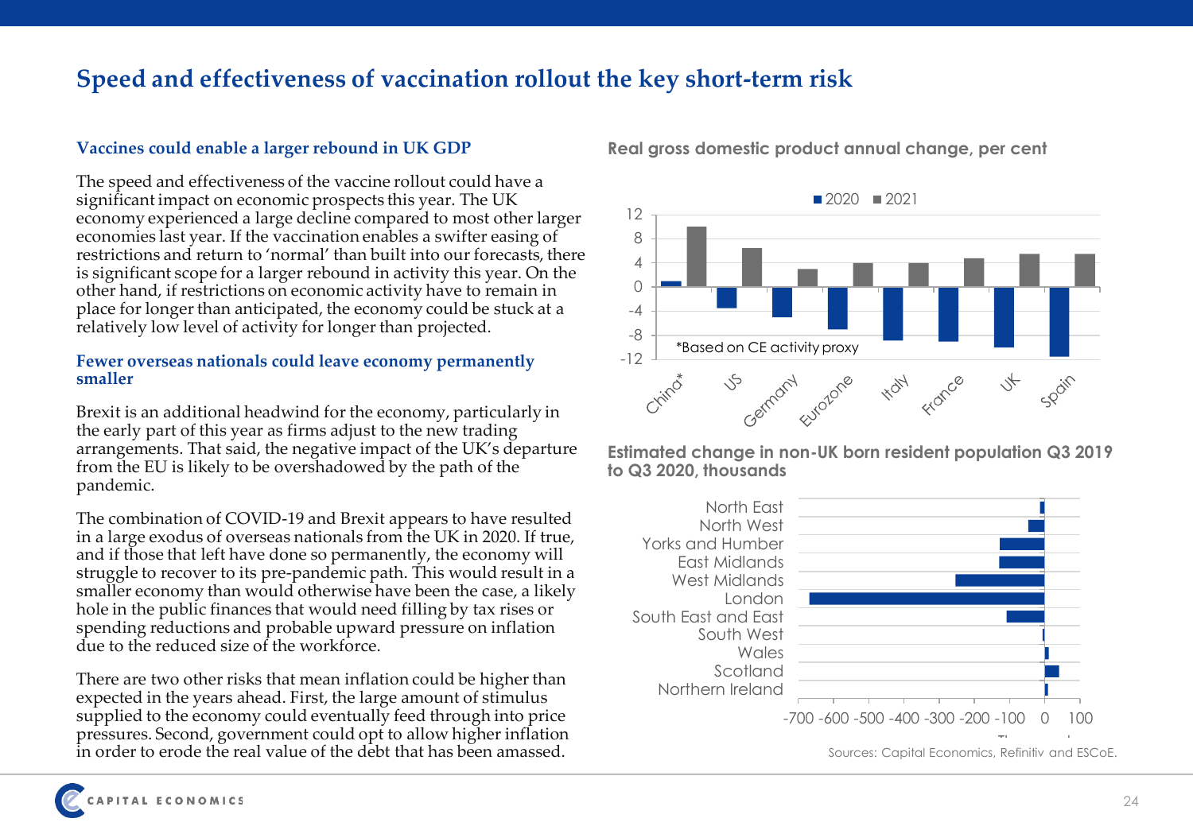# Speed and effectiveness of vaccination rollout the key short-term risk

### Vaccines could enable a larger rebound in UK GDP

The speed and effectiveness of the vaccine rollout could have a significant impact on economic prospects this year. The UK economy experienced a large decline compared to most other larger economies last year. If the vaccination enables a swifter easing of restrictions and return to 'normal' than built into our forecasts, there is significant scope for a larger rebound in activity this year. On the other hand, if restrictions on economic activity have to remain in place for longer than anticipated, the economy could be stuck at a relatively low level of activity for longer than projected.

### Fewer overseas nationals could leave economy permanently smaller

Brexit is an additional headwind for the economy, particularly in the early part of this year as firms adjust to the new trading arrangements. That said, the negative impact of the UK's departure from the EU is likely to be overshadowed by the path of the pandemic.

The combination of COVID-19 and Brexit appears to have resulted in a large exodus of overseas nationals from the UK in 2020. If true, and if those that left have done so permanently, the economy will struggle to recover to its pre-pandemic path. This would result in a smaller economy than would otherwise have been the case, a likely hole in the public finances that would need filling by tax rises or spending reductions and probable upward pressure on inflation due to the reduced size of the workforce.

There are two other risks that mean inflation could be higher than expected in the years ahead. First, the large amount of stimulus supplied to the economy could eventually feed through into price pressures. Second, government could opt to allow higher inflation in order to erode the real value of the debt that has been amassed.

**Real gross domestic product annual change, per cent**

Legend: 2020, 2021

Categories: China*, US, Germany, Eurozone, Italy, France, UK, Spain

*Based on CE activity proxy

**Estimated change in non-UK born resident population Q3 2019 to Q3 2020, thousands**

Regions: North East, North West, Yorks and Humber, East Midlands, West Midlands, London, South East and East, South West, Wales, Scotland, Northern Ireland

Sources: Capital Economics, Refinitiv and ESCoE.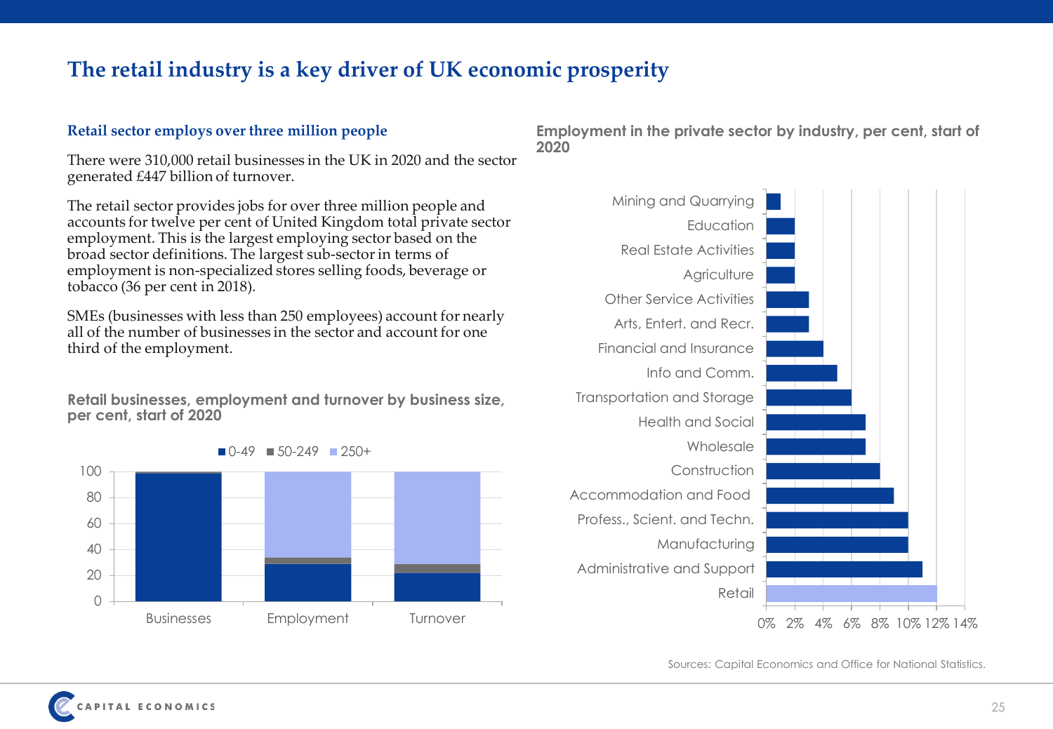# The retail industry is a key driver of UK economic prosperity

### Retail sector employs over three million people

There were 310,000 retail businesses in the UK in 2020 and the sector generated £447 billion of turnover.

The retail sector provides jobs for over three million people and accounts for twelve per cent of United Kingdom total private sector employment. This is the largest employing sector based on the broad sector definitions. The largest sub-sector in terms of employment is non-specialized stores selling foods, beverage or tobacco (36 per cent in 2018).

SMEs (businesses with less than 250 employees) account for nearly all of the number of businesses in the sector and account for one third of the employment.

**Retail businesses, employment and turnover by business size, per cent, start of 2020**

**Employment in the private sector by industry, per cent, start of 2020**

Sources: Capital Economics and Office for National Statistics.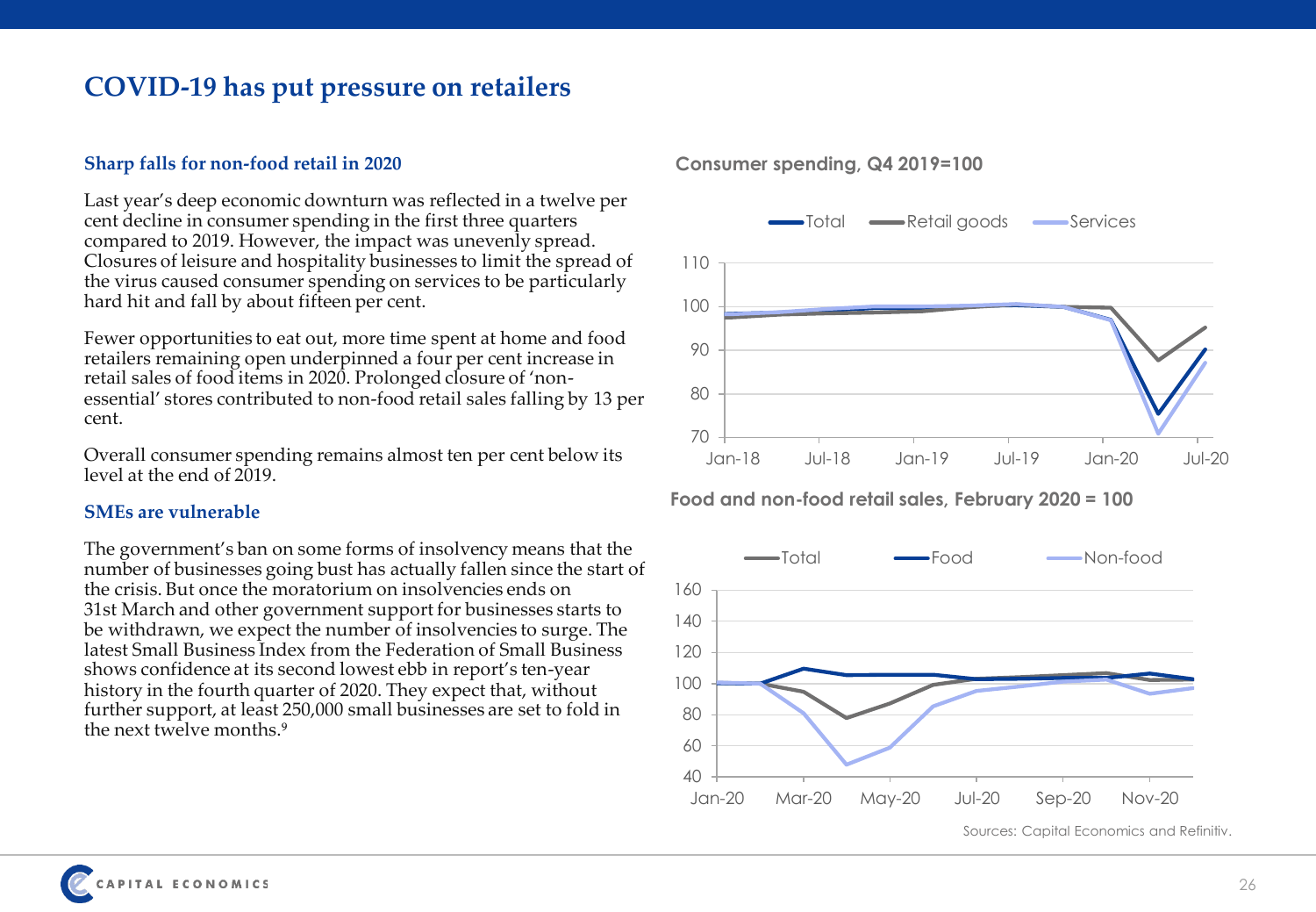# COVID-19 has put pressure on retailers

### Sharp falls for non-food retail in 2020

Last year's deep economic downturn was reflected in a twelve per cent decline in consumer spending in the first three quarters compared to 2019. However, the impact was unevenly spread. Closures of leisure and hospitality businesses to limit the spread of the virus caused consumer spending on services to be particularly hard hit and fall by about fifteen per cent.

Fewer opportunities to eat out, more time spent at home and food retailers remaining open underpinned a four per cent increase in retail sales of food items in 2020. Prolonged closure of 'non-essential' stores contributed to non-food retail sales falling by 13 per cent.

Overall consumer spending remains almost ten per cent below its level at the end of 2019.

### SMEs are vulnerable

The government's ban on some forms of insolvency means that the number of businesses going bust has actually fallen since the start of the crisis. But once the moratorium on insolvencies ends on 31st March and other government support for businesses starts to be withdrawn, we expect the number of insolvencies to surge. The latest Small Business Index from the Federation of Small Business shows confidence at its second lowest ebb in report's ten-year history in the fourth quarter of 2020. They expect that, without further support, at least 250,000 small businesses are set to fold in the next twelve months.[9]

**Consumer spending, Q4 2019=100**

Total, Retail goods, Services (y-axis 70–110; x-axis Jan-18 to Jul-20)

**Food and non-food retail sales, February 2020 = 100**

Total, Food, Non-food (y-axis 40–160; x-axis Jan-20 to Nov-20)

Sources: Capital Economics and Refinitiv.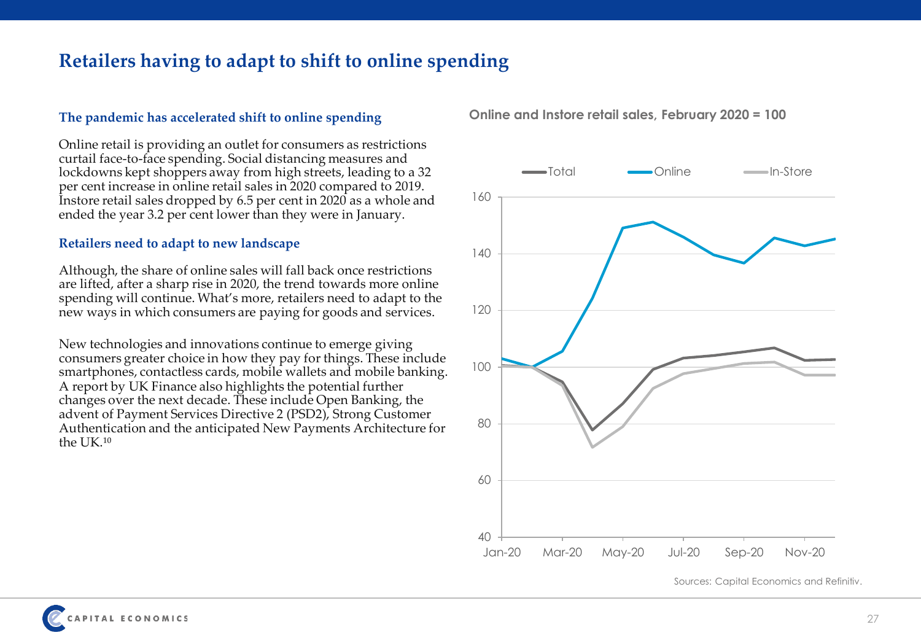# Retailers having to adapt to shift to online spending

### The pandemic has accelerated shift to online spending

Online retail is providing an outlet for consumers as restrictions curtail face-to-face spending. Social distancing measures and lockdowns kept shoppers away from high streets, leading to a 32 per cent increase in online retail sales in 2020 compared to 2019. Instore retail sales dropped by 6.5 per cent in 2020 as a whole and ended the year 3.2 per cent lower than they were in January.

### Retailers need to adapt to new landscape

Although, the share of online sales will fall back once restrictions are lifted, after a sharp rise in 2020, the trend towards more online spending will continue. What's more, retailers need to adapt to the new ways in which consumers are paying for goods and services.

New technologies and innovations continue to emerge giving consumers greater choice in how they pay for things. These include smartphones, contactless cards, mobile wallets and mobile banking. A report by UK Finance also highlights the potential further changes over the next decade. These include Open Banking, the advent of Payment Services Directive 2 (PSD2), Strong Customer Authentication and the anticipated New Payments Architecture for the UK.[10]

**Online and Instore retail sales, February 2020 = 100**

Sources: Capital Economics and Refinitiv.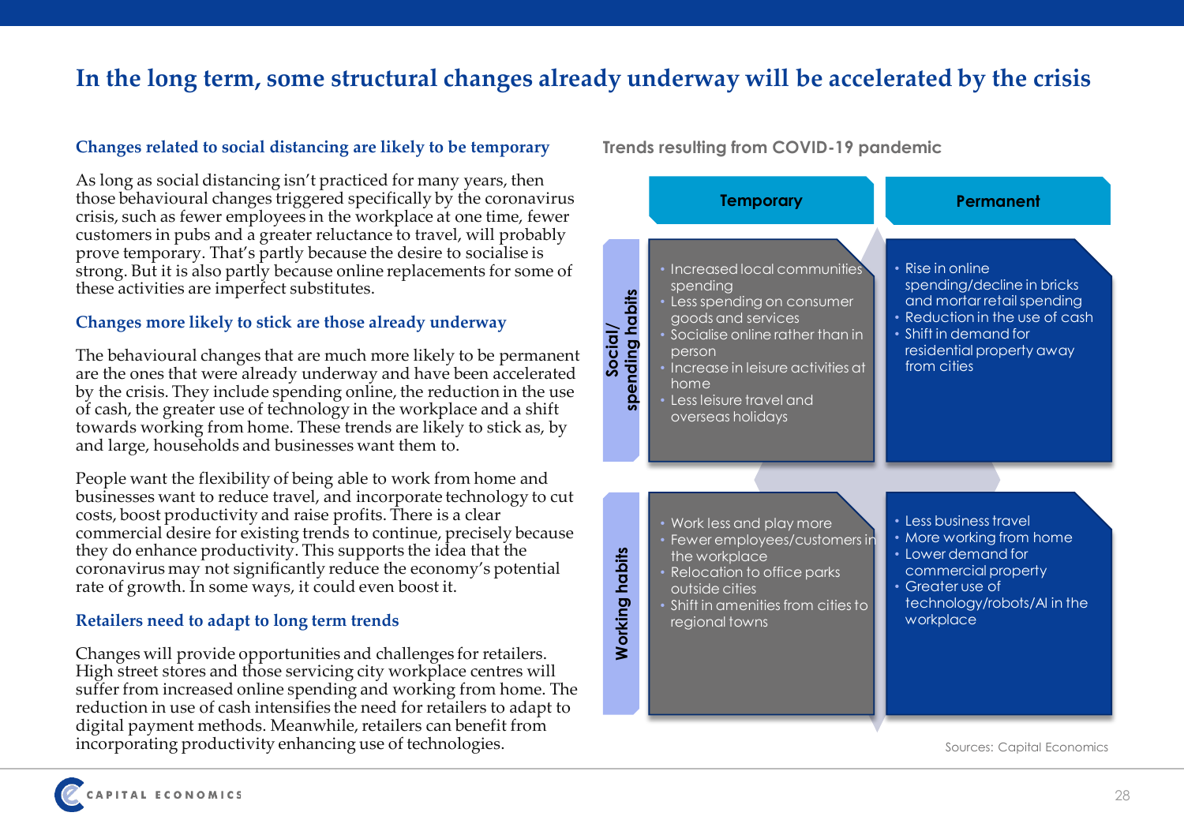# In the long term, some structural changes already underway will be accelerated by the crisis

### Changes related to social distancing are likely to be temporary

As long as social distancing isn't practiced for many years, then those behavioural changes triggered specifically by the coronavirus crisis, such as fewer employees in the workplace at one time, fewer customers in pubs and a greater reluctance to travel, will probably prove temporary. That's partly because the desire to socialise is strong. But it is also partly because online replacements for some of these activities are imperfect substitutes.

### Changes more likely to stick are those already underway

The behavioural changes that are much more likely to be permanent are the ones that were already underway and have been accelerated by the crisis. They include spending online, the reduction in the use of cash, the greater use of technology in the workplace and a shift towards working from home. These trends are likely to stick as, by and large, households and businesses want them to.

People want the flexibility of being able to work from home and businesses want to reduce travel, and incorporate technology to cut costs, boost productivity and raise profits. There is a clear commercial desire for existing trends to continue, precisely because they do enhance productivity. This supports the idea that the coronavirus may not significantly reduce the economy's potential rate of growth. In some ways, it could even boost it.

### Retailers need to adapt to long term trends

Changes will provide opportunities and challenges for retailers. High street stores and those servicing city workplace centres will suffer from increased online spending and working from home. The reduction in use of cash intensifies the need for retailers to adapt to digital payment methods. Meanwhile, retailers can benefit from incorporating productivity enhancing use of technologies.

**Trends resulting from COVID-19 pandemic**

| | Temporary | Permanent |
|---|---|---|
| **Social/ spending habits** | • Increased local communities spending<br>• Less spending on consumer goods and services<br>• Socialise online rather than in person<br>• Increase in leisure activities at home<br>• Less leisure travel and overseas holidays | • Rise in online spending/decline in bricks and mortar retail spending<br>• Reduction in the use of cash<br>• Shift in demand for residential property away from cities |
| **Working habits** | • Work less and play more<br>• Fewer employees/customers in the workplace<br>• Relocation to office parks outside cities<br>• Shift in amenities from cities to regional towns | • Less business travel<br>• More working from home<br>• Lower demand for commercial property<br>• Greater use of technology/robots/AI in the workplace |

Sources: Capital Economics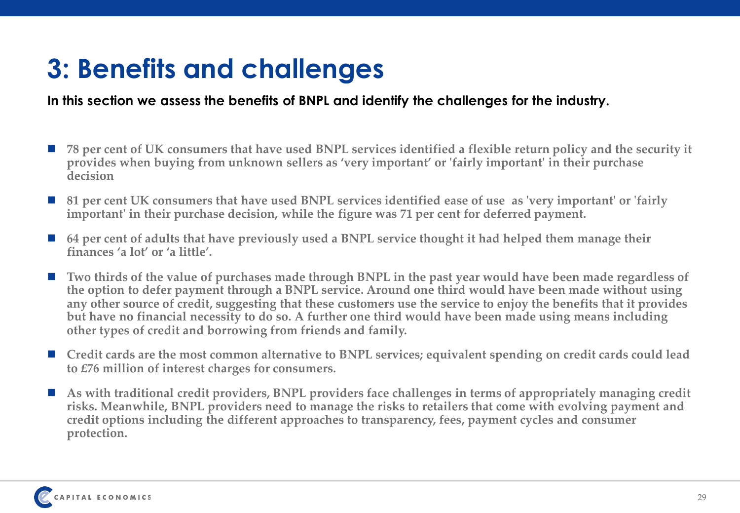# 3: Benefits and challenges

**In this section we assess the benefits of BNPL and identify the challenges for the industry.**

- **78 per cent of UK consumers that have used BNPL services identified a flexible return policy and the security it provides when buying from unknown sellers as 'very important' or 'fairly important' in their purchase decision**
- **81 per cent UK consumers that have used BNPL services identified ease of use as 'very important' or 'fairly important' in their purchase decision, while the figure was 71 per cent for deferred payment.**
- **64 per cent of adults that have previously used a BNPL service thought it had helped them manage their finances 'a lot' or 'a little'.**
- **Two thirds of the value of purchases made through BNPL in the past year would have been made regardless of the option to defer payment through a BNPL service. Around one third would have been made without using any other source of credit, suggesting that these customers use the service to enjoy the benefits that it provides but have no financial necessity to do so. A further one third would have been made using means including other types of credit and borrowing from friends and family.**
- **Credit cards are the most common alternative to BNPL services; equivalent spending on credit cards could lead to £76 million of interest charges for consumers.**
- **As with traditional credit providers, BNPL providers face challenges in terms of appropriately managing credit risks. Meanwhile, BNPL providers need to manage the risks to retailers that come with evolving payment and credit options including the different approaches to transparency, fees, payment cycles and consumer protection.**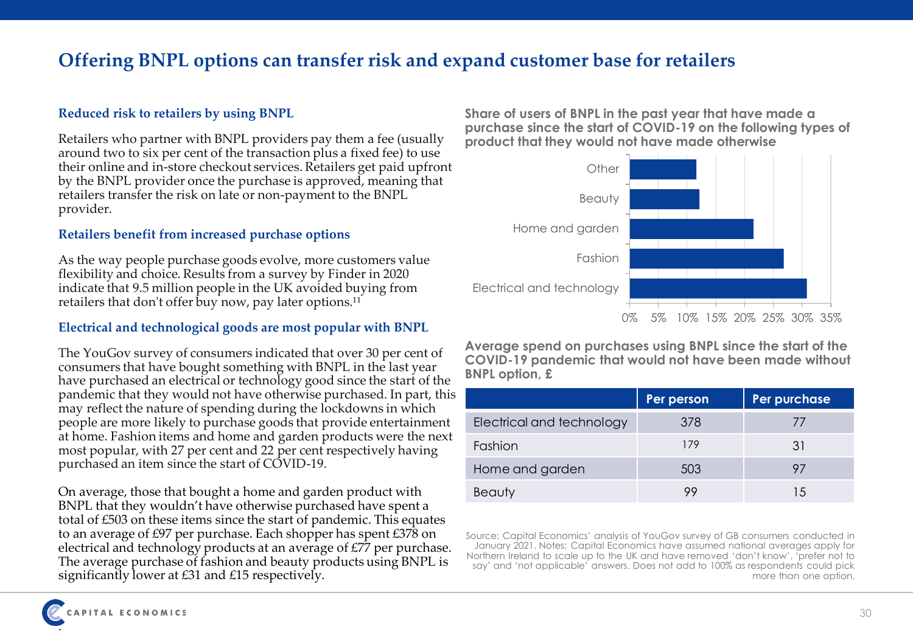# Offering BNPL options can transfer risk and expand customer base for retailers

### Reduced risk to retailers by using BNPL

Retailers who partner with BNPL providers pay them a fee (usually around two to six per cent of the transaction plus a fixed fee) to use their online and in-store checkout services. Retailers get paid upfront by the BNPL provider once the purchase is approved, meaning that retailers transfer the risk on late or non-payment to the BNPL provider.

### Retailers benefit from increased purchase options

As the way people purchase goods evolve, more customers value flexibility and choice. Results from a survey by Finder in 2020 indicate that 9.5 million people in the UK avoided buying from retailers that don't offer buy now, pay later options.[11]

### Electrical and technological goods are most popular with BNPL

The YouGov survey of consumers indicated that over 30 per cent of consumers that have bought something with BNPL in the last year have purchased an electrical or technology good since the start of the pandemic that they would not have otherwise purchased. In part, this may reflect the nature of spending during the lockdowns in which people are more likely to purchase goods that provide entertainment at home. Fashion items and home and garden products were the next most popular, with 27 per cent and 22 per cent respectively having purchased an item since the start of COVID-19.

On average, those that bought a home and garden product with BNPL that they wouldn't have otherwise purchased have spent a total of £503 on these items since the start of pandemic. This equates to an average of £97 per purchase. Each shopper has spent £378 on electrical and technology products at an average of £77 per purchase. The average purchase of fashion and beauty products using BNPL is significantly lower at £31 and £15 respectively.

**Share of users of BNPL in the past year that have made a purchase since the start of COVID-19 on the following types of product that they would not have made otherwise**

| Product type | Share (approx.) |
|---|---|
| Other | ~12% |
| Beauty | ~12% |
| Home and garden | ~22% |
| Fashion | ~27% |
| Electrical and technology | ~31% |

**Average spend on purchases using BNPL since the start of the COVID-19 pandemic that would not have been made without BNPL option, £**

| | Per person | Per purchase |
|---|---|---|
| Electrical and technology | 378 | 77 |
| Fashion | 179 | 31 |
| Home and garden | 503 | 97 |
| Beauty | 99 | 15 |

Source: Capital Economics' analysis of YouGov survey of GB consumers conducted in January 2021. Notes: Capital Economics have assumed national averages apply for Northern Ireland to scale up to the UK and have removed 'don't know', 'prefer not to say' and 'not applicable' answers. Does not add to 100% as respondents could pick more than one option.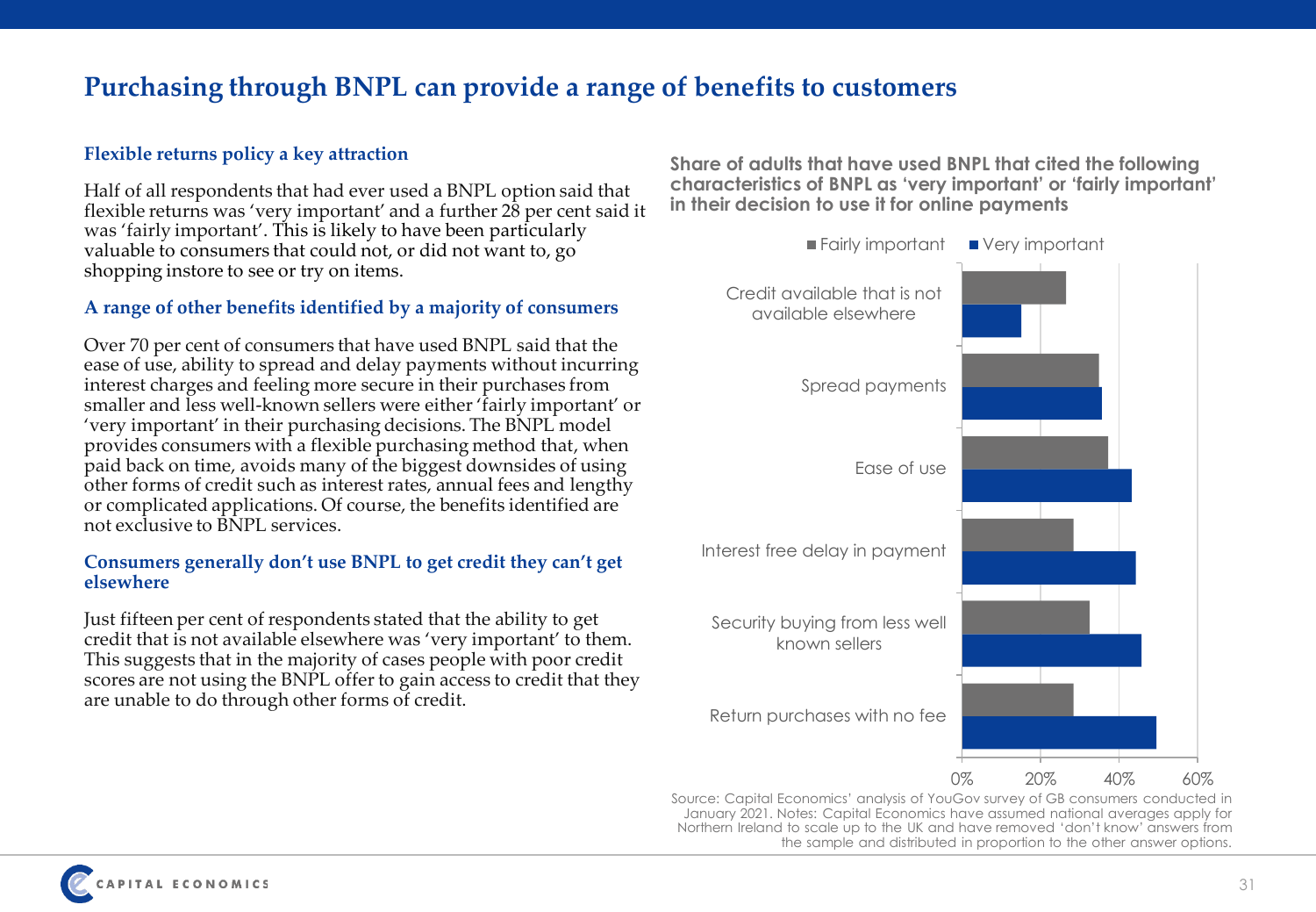# Purchasing through BNPL can provide a range of benefits to customers

### Flexible returns policy a key attraction

Half of all respondents that had ever used a BNPL option said that flexible returns was 'very important' and a further 28 per cent said it was 'fairly important'. This is likely to have been particularly valuable to consumers that could not, or did not want to, go shopping instore to see or try on items.

### A range of other benefits identified by a majority of consumers

Over 70 per cent of consumers that have used BNPL said that the ease of use, ability to spread and delay payments without incurring interest charges and feeling more secure in their purchases from smaller and less well-known sellers were either 'fairly important' or 'very important' in their purchasing decisions. The BNPL model provides consumers with a flexible purchasing method that, when paid back on time, avoids many of the biggest downsides of using other forms of credit such as interest rates, annual fees and lengthy or complicated applications. Of course, the benefits identified are not exclusive to BNPL services.

### Consumers generally don't use BNPL to get credit they can't get elsewhere

Just fifteen per cent of respondents stated that the ability to get credit that is not available elsewhere was 'very important' to them. This suggests that in the majority of cases people with poor credit scores are not using the BNPL offer to gain access to credit that they are unable to do through other forms of credit.

**Share of adults that have used BNPL that cited the following characteristics of BNPL as 'very important' or 'fairly important' in their decision to use it for online payments**

| Characteristic | Fairly important | Very important |
|---|---|---|
| Credit available that is not available elsewhere | ~27% | ~15% |
| Spread payments | ~35% | ~36% |
| Ease of use | ~37% | ~43% |
| Interest free delay in payment | ~28% | ~44% |
| Security buying from less well known sellers | ~32% | ~46% |
| Return purchases with no fee | ~28% | ~50% |

Source: Capital Economics' analysis of YouGov survey of GB consumers conducted in January 2021. Notes: Capital Economics have assumed national averages apply for Northern Ireland to scale up to the UK and have removed 'don't know' answers from the sample and distributed in proportion to the other answer options.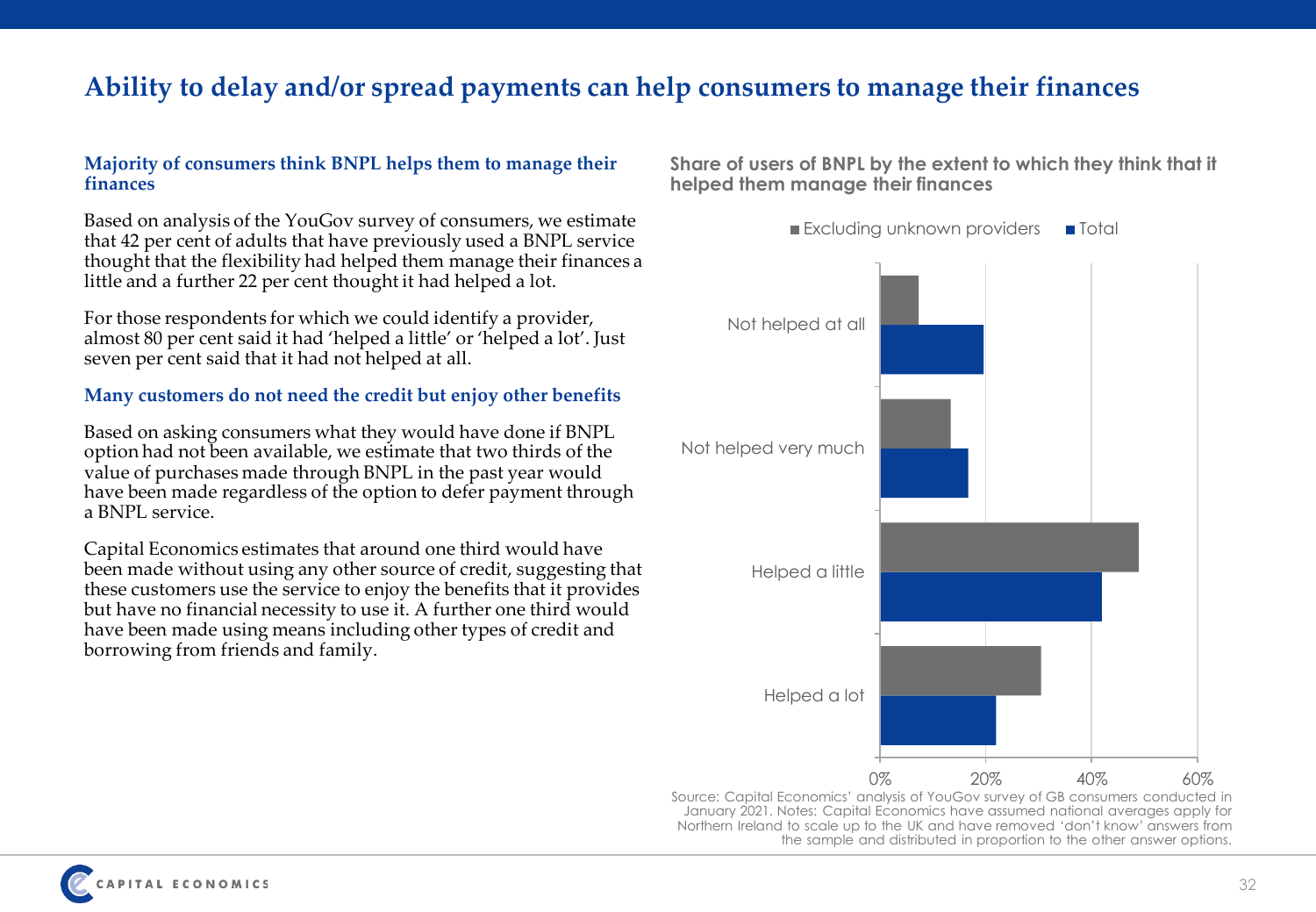# Ability to delay and/or spread payments can help consumers to manage their finances

### Majority of consumers think BNPL helps them to manage their finances

Based on analysis of the YouGov survey of consumers, we estimate that 42 per cent of adults that have previously used a BNPL service thought that the flexibility had helped them manage their finances a little and a further 22 per cent thought it had helped a lot.

For those respondents for which we could identify a provider, almost 80 per cent said it had 'helped a little' or 'helped a lot'. Just seven per cent said that it had not helped at all.

### Many customers do not need the credit but enjoy other benefits

Based on asking consumers what they would have done if BNPL option had not been available, we estimate that two thirds of the value of purchases made through BNPL in the past year would have been made regardless of the option to defer payment through a BNPL service.

Capital Economics estimates that around one third would have been made without using any other source of credit, suggesting that these customers use the service to enjoy the benefits that it provides but have no financial necessity to use it. A further one third would have been made using means including other types of credit and borrowing from friends and family.

**Share of users of BNPL by the extent to which they think that it helped them manage their finances**

Legend: Excluding unknown providers; Total

Categories: Not helped at all; Not helped very much; Helped a little; Helped a lot

Axis: 0%, 20%, 40%, 60%

Source: Capital Economics' analysis of YouGov survey of GB consumers conducted in January 2021. Notes: Capital Economics have assumed national averages apply for Northern Ireland to scale up to the UK and have removed 'don't know' answers from the sample and distributed in proportion to the other answer options.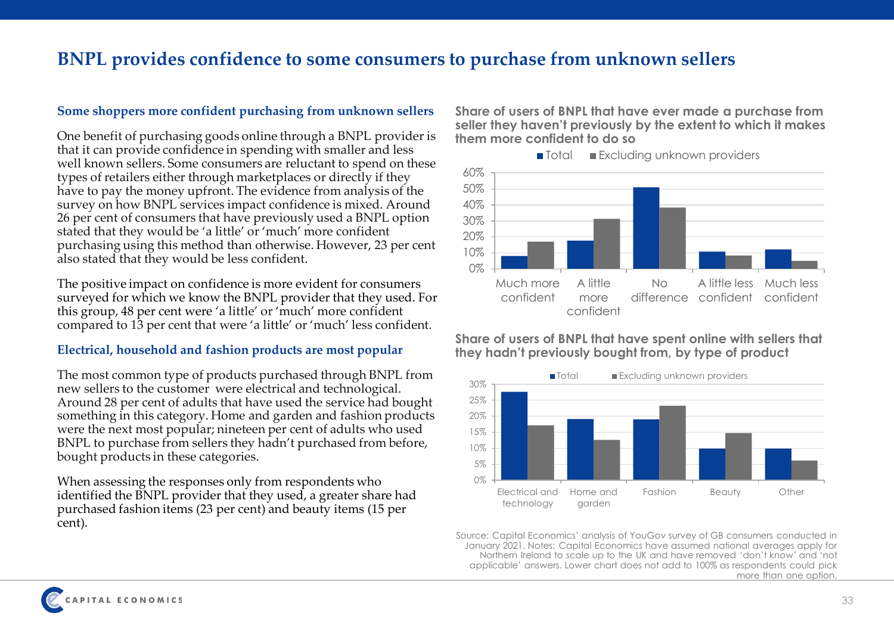# BNPL provides confidence to some consumers to purchase from unknown sellers

### Some shoppers more confident purchasing from unknown sellers

One benefit of purchasing goods online through a BNPL provider is that it can provide confidence in spending with smaller and less well known sellers. Some consumers are reluctant to spend on these types of retailers either through marketplaces or directly if they have to pay the money upfront. The evidence from analysis of the survey on how BNPL services impact confidence is mixed. Around 26 per cent of consumers that have previously used a BNPL option stated that they would be 'a little' or 'much' more confident purchasing using this method than otherwise. However, 23 per cent also stated that they would be less confident.

The positive impact on confidence is more evident for consumers surveyed for which we know the BNPL provider that they used. For this group, 48 per cent were 'a little' or 'much' more confident compared to 13 per cent that were 'a little' or 'much' less confident.

### Electrical, household and fashion products are most popular

The most common type of products purchased through BNPL from new sellers to the customer were electrical and technological. Around 28 per cent of adults that have used the service had bought something in this category. Home and garden and fashion products were the next most popular; nineteen per cent of adults who used BNPL to purchase from sellers they hadn't purchased from before, bought products in these categories.

When assessing the responses only from respondents who identified the BNPL provider that they used, a greater share had purchased fashion items (23 per cent) and beauty items (15 per cent).

**Share of users of BNPL that have ever made a purchase from seller they haven't previously by the extent to which it makes them more confident to do so**

| | Total | Excluding unknown providers |
|---|---|---|
| Much more confident | ~8% | ~17% |
| A little more confident | ~18% | ~31% |
| No difference | ~51% | ~38% |
| A little less confident | ~11% | ~8% |
| Much less confident | ~12% | ~5% |

**Share of users of BNPL that have spent online with sellers that they hadn't previously bought from, by type of product**

| | Total | Excluding unknown providers |
|---|---|---|
| Electrical and technology | ~28% | ~17% |
| Home and garden | ~19% | ~12% |
| Fashion | ~19% | ~23% |
| Beauty | ~10% | ~15% |
| Other | ~10% | ~6% |

Source: Capital Economics' analysis of YouGov survey of GB consumers conducted in January 2021. Notes: Capital Economics have assumed national averages apply for Northern Ireland to scale up to the UK and have removed 'don't know' and 'not applicable' answers. Lower chart does not add to 100% as respondents could pick more than one option.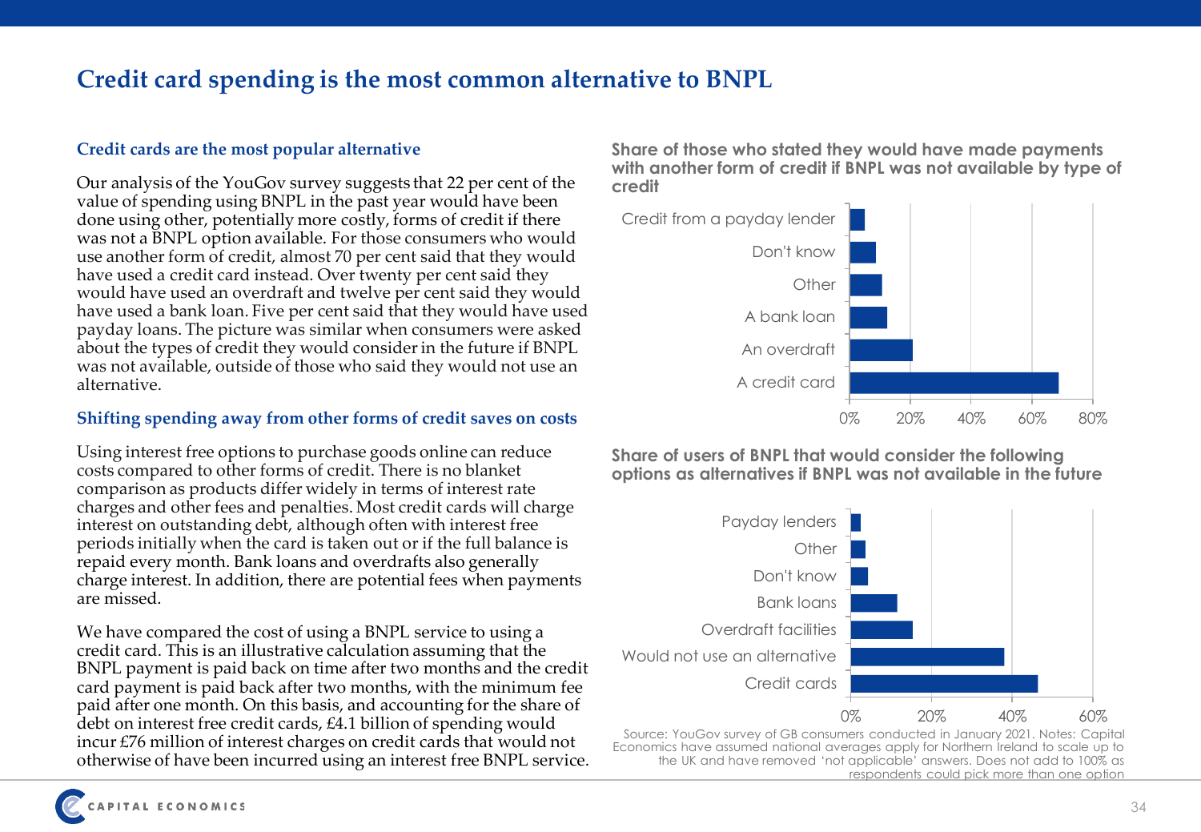# Credit card spending is the most common alternative to BNPL

## Credit cards are the most popular alternative

Our analysis of the YouGov survey suggests that 22 per cent of the value of spending using BNPL in the past year would have been done using other, potentially more costly, forms of credit if there was not a BNPL option available. For those consumers who would use another form of credit, almost 70 per cent said that they would have used a credit card instead. Over twenty per cent said they would have used an overdraft and twelve per cent said they would have used a bank loan. Five per cent said that they would have used payday loans. The picture was similar when consumers were asked about the types of credit they would consider in the future if BNPL was not available, outside of those who said they would not use an alternative.

## Shifting spending away from other forms of credit saves on costs

Using interest free options to purchase goods online can reduce costs compared to other forms of credit. There is no blanket comparison as products differ widely in terms of interest rate charges and other fees and penalties. Most credit cards will charge interest on outstanding debt, although often with interest free periods initially when the card is taken out or if the full balance is repaid every month. Bank loans and overdrafts also generally charge interest. In addition, there are potential fees when payments are missed.

We have compared the cost of using a BNPL service to using a credit card. This is an illustrative calculation assuming that the BNPL payment is paid back on time after two months and the credit card payment is paid back after two months, with the minimum fee paid after one month. On this basis, and accounting for the share of debt on interest free credit cards, £4.1 billion of spending would incur £76 million of interest charges on credit cards that would not otherwise of have been incurred using an interest free BNPL service.

**Share of those who stated they would have made payments with another form of credit if BNPL was not available by type of credit**

| Type of credit | Share (approx.) |
|---|---|
| Credit from a payday lender | ~5% |
| Don't know | ~9% |
| Other | ~11% |
| A bank loan | ~12% |
| An overdraft | ~21% |
| A credit card | ~69% |

**Share of users of BNPL that would consider the following options as alternatives if BNPL was not available in the future**

| Option | Share (approx.) |
|---|---|
| Payday lenders | ~3% |
| Other | ~4% |
| Don't know | ~4% |
| Bank loans | ~12% |
| Overdraft facilities | ~15% |
| Would not use an alternative | ~38% |
| Credit cards | ~46% |

Source: YouGov survey of GB consumers conducted in January 2021. Notes: Capital Economics have assumed national averages apply for Northern Ireland to scale up to the UK and have removed 'not applicable' answers. Does not add to 100% as respondents could pick more than one option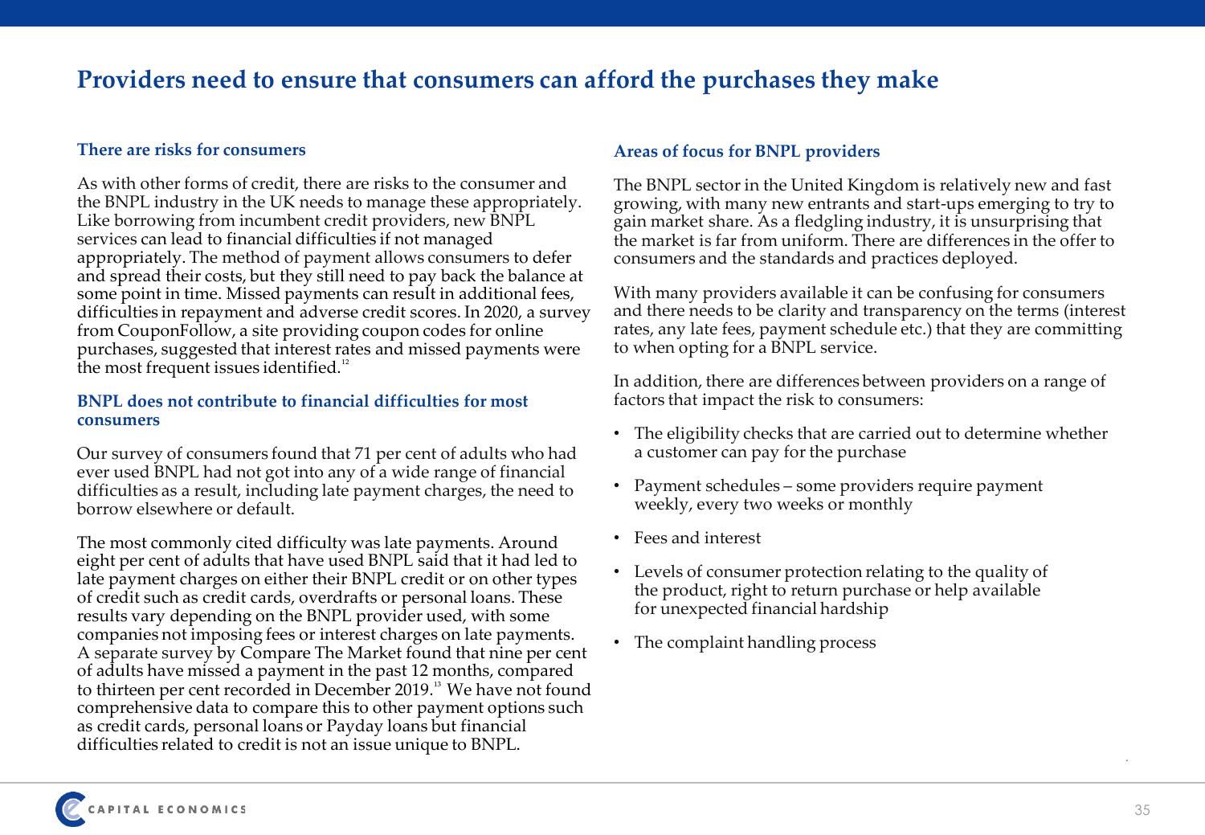# Providers need to ensure that consumers can afford the purchases they make

### There are risks for consumers

As with other forms of credit, there are risks to the consumer and the BNPL industry in the UK needs to manage these appropriately. Like borrowing from incumbent credit providers, new BNPL services can lead to financial difficulties if not managed appropriately. The method of payment allows consumers to defer and spread their costs, but they still need to pay back the balance at some point in time. Missed payments can result in additional fees, difficulties in repayment and adverse credit scores. In 2020, a survey from CouponFollow, a site providing coupon codes for online purchases, suggested that interest rates and missed payments were the most frequent issues identified.[12]

### BNPL does not contribute to financial difficulties for most consumers

Our survey of consumers found that 71 per cent of adults who had ever used BNPL had not got into any of a wide range of financial difficulties as a result, including late payment charges, the need to borrow elsewhere or default.

The most commonly cited difficulty was late payments. Around eight per cent of adults that have used BNPL said that it had led to late payment charges on either their BNPL credit or on other types of credit such as credit cards, overdrafts or personal loans. These results vary depending on the BNPL provider used, with some companies not imposing fees or interest charges on late payments. A separate survey by Compare The Market found that nine per cent of adults have missed a payment in the past 12 months, compared to thirteen per cent recorded in December 2019.[13] We have not found comprehensive data to compare this to other payment options such as credit cards, personal loans or Payday loans but financial difficulties related to credit is not an issue unique to BNPL.

### Areas of focus for BNPL providers

The BNPL sector in the United Kingdom is relatively new and fast growing, with many new entrants and start-ups emerging to try to gain market share. As a fledgling industry, it is unsurprising that the market is far from uniform. There are differences in the offer to consumers and the standards and practices deployed.

With many providers available it can be confusing for consumers and there needs to be clarity and transparency on the terms (interest rates, any late fees, payment schedule etc.) that they are committing to when opting for a BNPL service.

In addition, there are differences between providers on a range of factors that impact the risk to consumers:

- The eligibility checks that are carried out to determine whether a customer can pay for the purchase
- Payment schedules – some providers require payment weekly, every two weeks or monthly
- Fees and interest
- Levels of consumer protection relating to the quality of the product, right to return purchase or help available for unexpected financial hardship
- The complaint handling process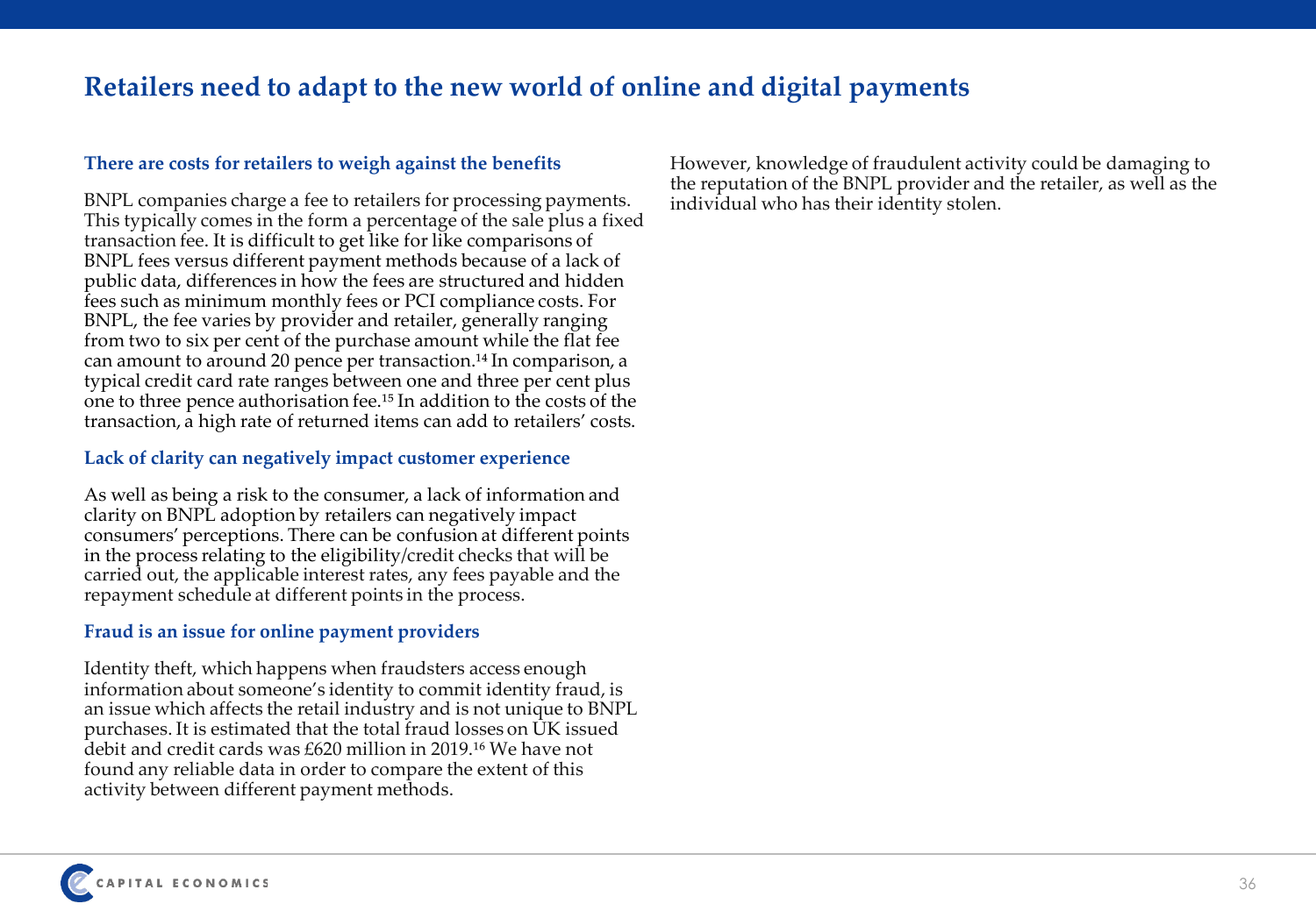## Retailers need to adapt to the new world of online and digital payments

### There are costs for retailers to weigh against the benefits

BNPL companies charge a fee to retailers for processing payments. This typically comes in the form a percentage of the sale plus a fixed transaction fee. It is difficult to get like for like comparisons of BNPL fees versus different payment methods because of a lack of public data, differences in how the fees are structured and hidden fees such as minimum monthly fees or PCI compliance costs. For BNPL, the fee varies by provider and retailer, generally ranging from two to six per cent of the purchase amount while the flat fee can amount to around 20 pence per transaction.[14] In comparison, a typical credit card rate ranges between one and three per cent plus one to three pence authorisation fee.[15] In addition to the costs of the transaction, a high rate of returned items can add to retailers' costs.

### Lack of clarity can negatively impact customer experience

As well as being a risk to the consumer, a lack of information and clarity on BNPL adoption by retailers can negatively impact consumers' perceptions. There can be confusion at different points in the process relating to the eligibility/credit checks that will be carried out, the applicable interest rates, any fees payable and the repayment schedule at different points in the process.

### Fraud is an issue for online payment providers

Identity theft, which happens when fraudsters access enough information about someone's identity to commit identity fraud, is an issue which affects the retail industry and is not unique to BNPL purchases. It is estimated that the total fraud losses on UK issued debit and credit cards was £620 million in 2019.[16] We have not found any reliable data in order to compare the extent of this activity between different payment methods.

However, knowledge of fraudulent activity could be damaging to the reputation of the BNPL provider and the retailer, as well as the individual who has their identity stolen.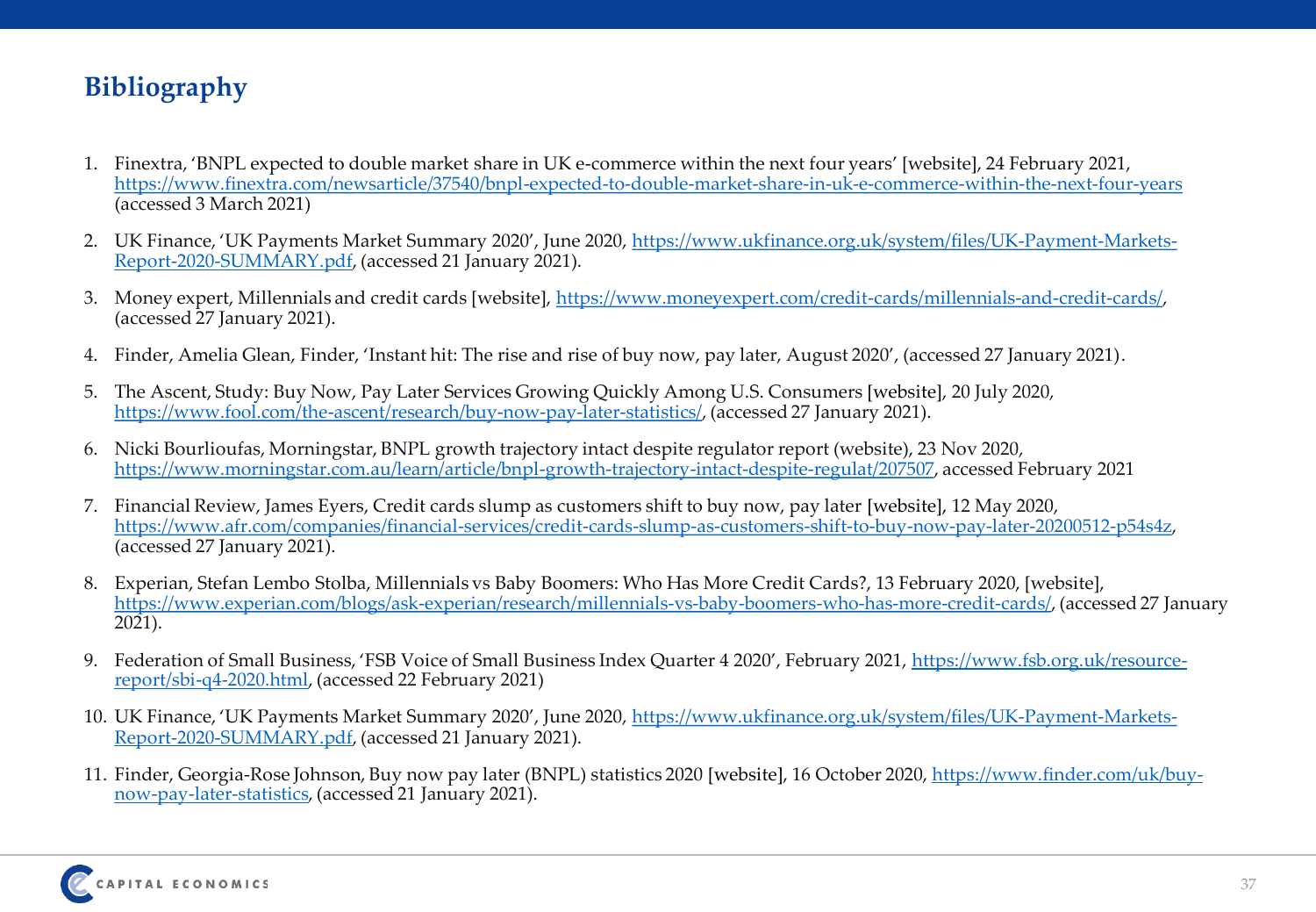## Bibliography

1. Finextra, 'BNPL expected to double market share in UK e-commerce within the next four years' [website], 24 February 2021, https://www.finextra.com/newsarticle/37540/bnpl-expected-to-double-market-share-in-uk-e-commerce-within-the-next-four-years (accessed 3 March 2021)
2. UK Finance, 'UK Payments Market Summary 2020', June 2020, https://www.ukfinance.org.uk/system/files/UK-Payment-Markets-Report-2020-SUMMARY.pdf, (accessed 21 January 2021).
3. Money expert, Millennials and credit cards [website], https://www.moneyexpert.com/credit-cards/millennials-and-credit-cards/, (accessed 27 January 2021).
4. Finder, Amelia Glean, Finder, 'Instant hit: The rise and rise of buy now, pay later, August 2020', (accessed 27 January 2021).
5. The Ascent, Study: Buy Now, Pay Later Services Growing Quickly Among U.S. Consumers [website], 20 July 2020, https://www.fool.com/the-ascent/research/buy-now-pay-later-statistics/, (accessed 27 January 2021).
6. Nicki Bourlioufas, Morningstar, BNPL growth trajectory intact despite regulator report (website), 23 Nov 2020, https://www.morningstar.com.au/learn/article/bnpl-growth-trajectory-intact-despite-regulat/207507, accessed February 2021
7. Financial Review, James Eyers, Credit cards slump as customers shift to buy now, pay later [website], 12 May 2020, https://www.afr.com/companies/financial-services/credit-cards-slump-as-customers-shift-to-buy-now-pay-later-20200512-p54s4z, (accessed 27 January 2021).
8. Experian, Stefan Lembo Stolba, Millennials vs Baby Boomers: Who Has More Credit Cards?, 13 February 2020, [website], https://www.experian.com/blogs/ask-experian/research/millennials-vs-baby-boomers-who-has-more-credit-cards/, (accessed 27 January 2021).
9. Federation of Small Business, 'FSB Voice of Small Business Index Quarter 4 2020', February 2021, https://www.fsb.org.uk/resource-report/sbi-q4-2020.html, (accessed 22 February 2021)
10. UK Finance, 'UK Payments Market Summary 2020', June 2020, https://www.ukfinance.org.uk/system/files/UK-Payment-Markets-Report-2020-SUMMARY.pdf, (accessed 21 January 2021).
11. Finder, Georgia-Rose Johnson, Buy now pay later (BNPL) statistics 2020 [website], 16 October 2020, https://www.finder.com/uk/buy-now-pay-later-statistics, (accessed 21 January 2021).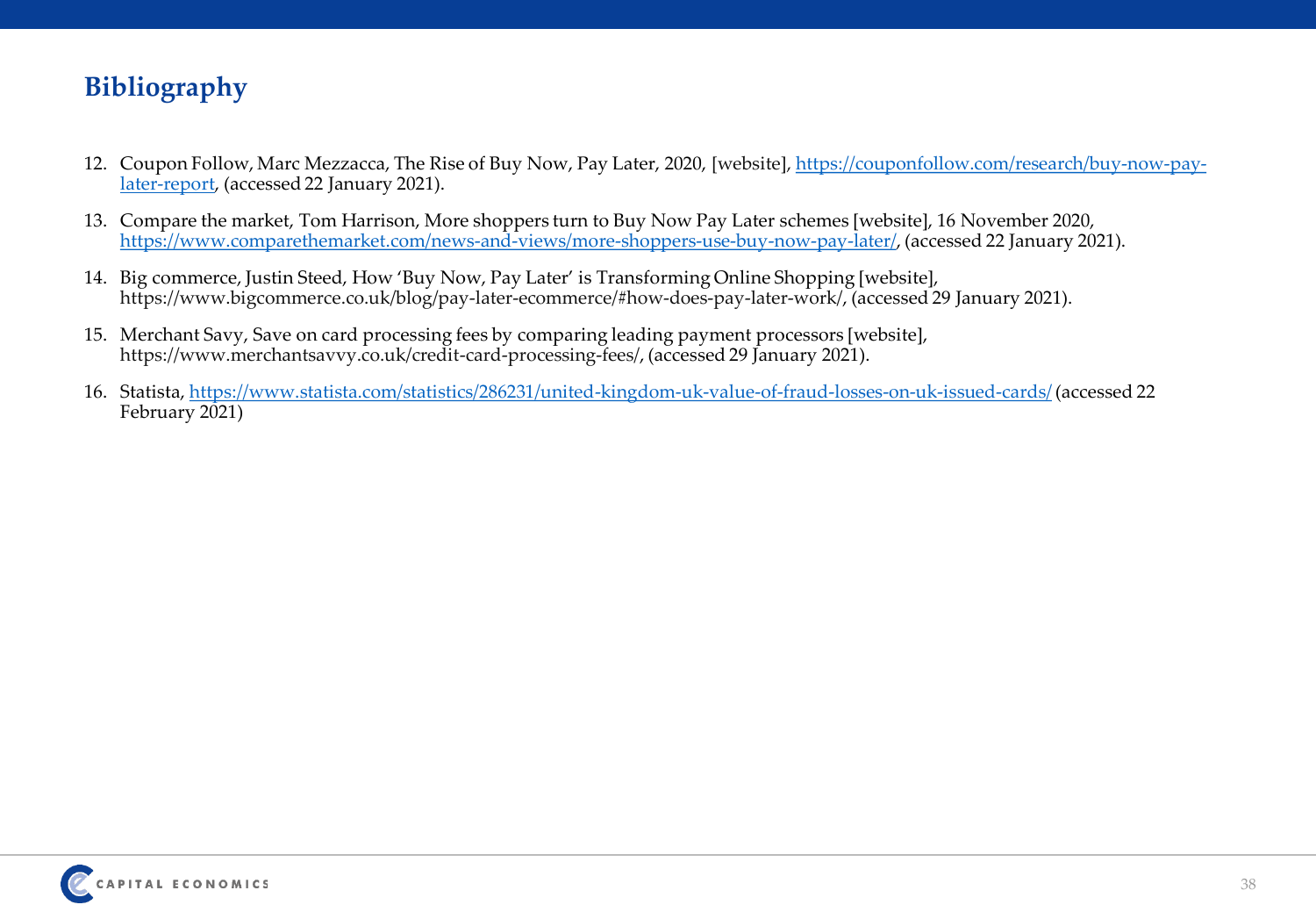## Bibliography

12. Coupon Follow, Marc Mezzacca, The Rise of Buy Now, Pay Later, 2020, [website], https://couponfollow.com/research/buy-now-pay-later-report, (accessed 22 January 2021).

13. Compare the market, Tom Harrison, More shoppers turn to Buy Now Pay Later schemes [website], 16 November 2020, https://www.comparethemarket.com/news-and-views/more-shoppers-use-buy-now-pay-later/, (accessed 22 January 2021).

14. Big commerce, Justin Steed, How 'Buy Now, Pay Later' is Transforming Online Shopping [website], https://www.bigcommerce.co.uk/blog/pay-later-ecommerce/#how-does-pay-later-work/, (accessed 29 January 2021).

15. Merchant Savy, Save on card processing fees by comparing leading payment processors [website], https://www.merchantsavvy.co.uk/credit-card-processing-fees/, (accessed 29 January 2021).

16. Statista, https://www.statista.com/statistics/286231/united-kingdom-uk-value-of-fraud-losses-on-uk-issued-cards/ (accessed 22 February 2021)